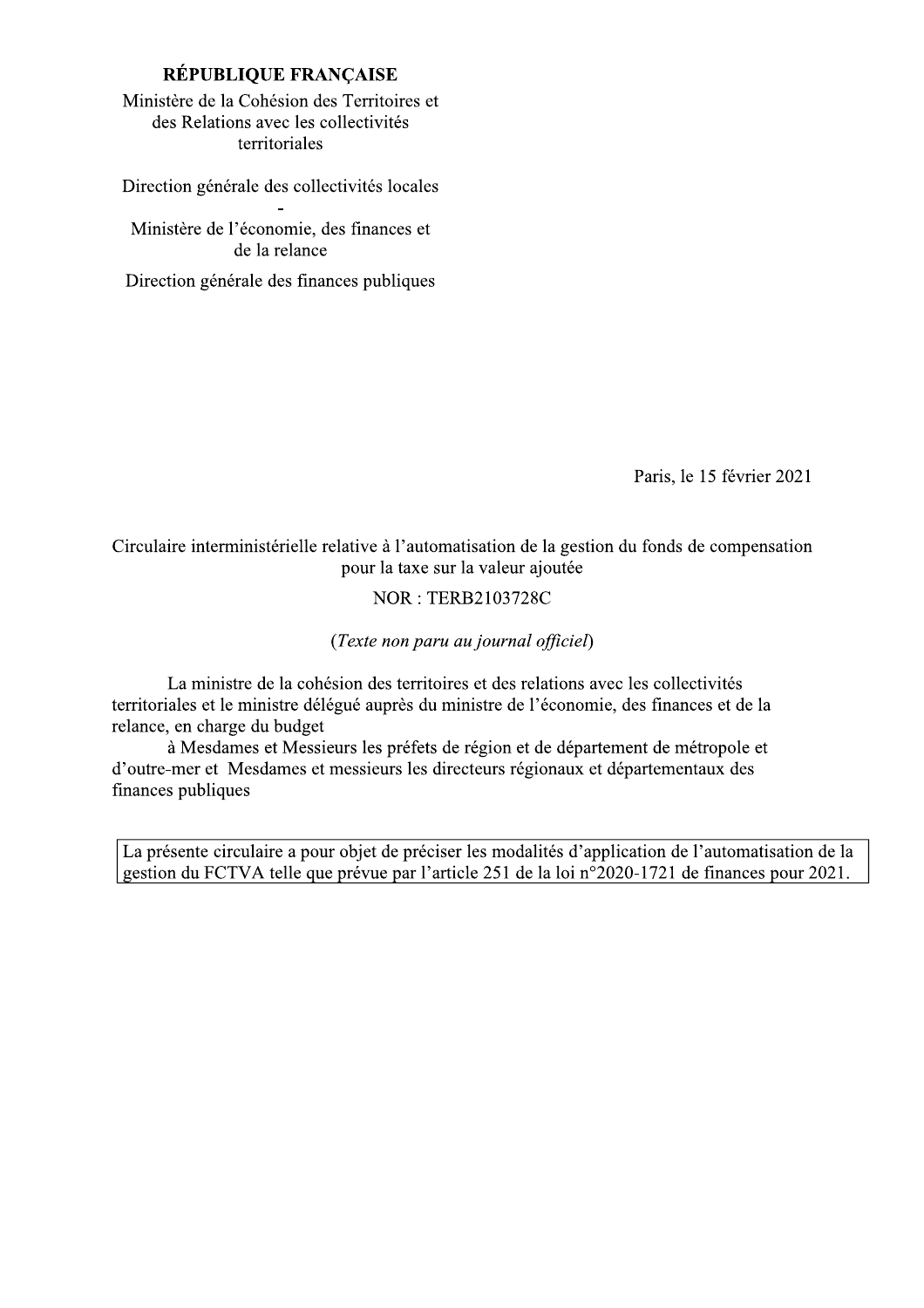**RÉPUBLIQUE FRANÇAISE**

Ministère de la Cohésion des Territoires et des Relations avec les collectivités territoriales

Direction générale des collectivités locales

-

Ministère de l'économie, des finances et de la relance

Direction générale des finances publiques

Paris, le 15 février 2021

Circulaire interministérielle relative à l'automatisation de la gestion du fonds de compensation pour la taxe sur la valeur ajoutée

NOR : TERB2103728C

(*Texte non paru au journal officiel*)

La ministre de la cohésion des territoires et des relations avec les collectivités territoriales et le ministre délégué auprès du ministre de l'économie, des finances et de la relance, en charge du budget

à Mesdames et Messieurs les préfets de région et de département de métropole et d'outre-mer et Mesdames et messieurs les directeurs régionaux et départementaux des finances publiques

La présente circulaire a pour objet de préciser les modalités d'application de l'automatisation de la gestion du FCTVA telle que prévue par l'article 251 de la loi n°2020-1721 de finances pour 2021.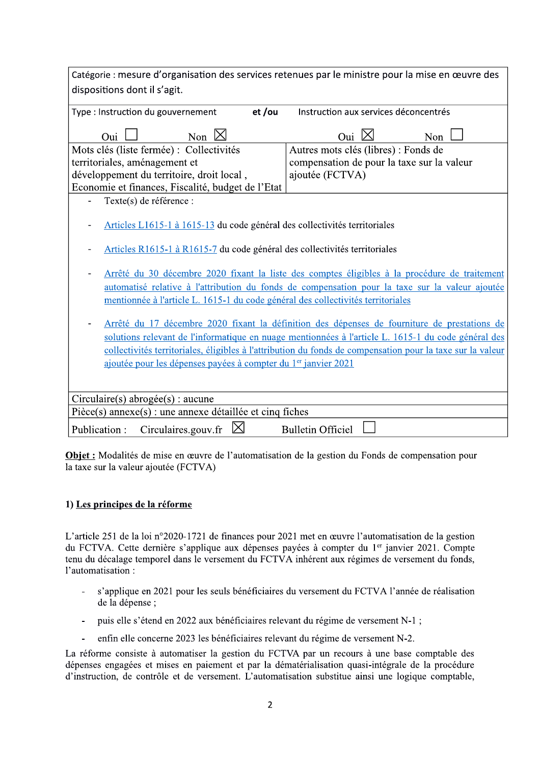| Catégorie : mesure d'organisation des services retenues par le ministre pour la mise en œuvre des dispositions dont il s'agit. | |
|---|---|
| Type : Instruction du gouvernement **et /ou** Oui ☐ Non ☒ | Instruction aux services déconcentrés Oui ☒ Non ☐ |
| Mots clés (liste fermée) : Collectivités territoriales, aménagement et développement du territoire, droit local , Economie et finances, Fiscalité, budget de l'Etat | Autres mots clés (libres) : Fonds de compensation de pour la taxe sur la valeur ajoutée (FCTVA) |

- Texte(s) de référence :
- [Articles L1615-1 à 1615-13](#) du code général des collectivités territoriales
- [Articles R1615-1 à R1615-7](#) du code général des collectivités territoriales
- [Arrêté du 30 décembre 2020 fixant la liste des comptes éligibles à la procédure de traitement automatisé relative à l'attribution du fonds de compensation pour la taxe sur la valeur ajoutée mentionnée à l'article L. 1615-1 du code général des collectivités territoriales](#)
- [Arrêté du 17 décembre 2020 fixant la définition des dépenses de fourniture de prestations de solutions relevant de l'informatique en nuage mentionnées à l'article L. 1615-1 du code général des collectivités territoriales, éligibles à l'attribution du fonds de compensation pour la taxe sur la valeur ajoutée pour les dépenses payées à compter du 1er janvier 2021](#)

Circulaire(s) abrogée(s) : aucune

Pièce(s) annexe(s) : une annexe détaillée et cinq fiches

Publication : Circulaires.gouv.fr ☒ Bulletin Officiel ☐

**<u>Objet :</u>** Modalités de mise en œuvre de l'automatisation de la gestion du Fonds de compensation pour la taxe sur la valeur ajoutée (FCTVA)

## 1) <u>Les principes de la réforme</u>

L'article 251 de la loi n°2020-1721 de finances pour 2021 met en œuvre l'automatisation de la gestion du FCTVA. Cette dernière s'applique aux dépenses payées à compter du 1er janvier 2021. Compte tenu du décalage temporel dans le versement du FCTVA inhérent aux régimes de versement du fonds, l'automatisation :

- s'applique en 2021 pour les seuls bénéficiaires du versement du FCTVA l'année de réalisation de la dépense ;
- puis elle s'étend en 2022 aux bénéficiaires relevant du régime de versement N-1 ;
- enfin elle concerne 2023 les bénéficiaires relevant du régime de versement N-2.

La réforme consiste à automatiser la gestion du FCTVA par un recours à une base comptable des dépenses engagées et mises en paiement et par la dématérialisation quasi-intégrale de la procédure d'instruction, de contrôle et de versement. L'automatisation substitue ainsi une logique comptable,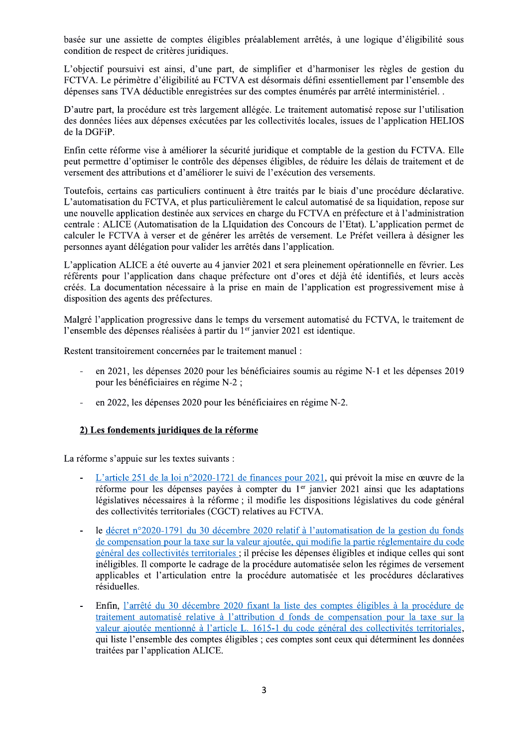basée sur une assiette de comptes éligibles préalablement arrêtés, à une logique d'éligibilité sous condition de respect de critères juridiques.

L'objectif poursuivi est ainsi, d'une part, de simplifier et d'harmoniser les règles de gestion du FCTVA. Le périmètre d'éligibilité au FCTVA est désormais défini essentiellement par l'ensemble des dépenses sans TVA déductible enregistrées sur des comptes énumérés par arrêté interministériel. .

D'autre part, la procédure est très largement allégée. Le traitement automatisé repose sur l'utilisation des données liées aux dépenses exécutées par les collectivités locales, issues de l'application HELIOS de la DGFiP.

Enfin cette réforme vise à améliorer la sécurité juridique et comptable de la gestion du FCTVA. Elle peut permettre d'optimiser le contrôle des dépenses éligibles, de réduire les délais de traitement et de versement des attributions et d'améliorer le suivi de l'exécution des versements.

Toutefois, certains cas particuliers continuent à être traités par le biais d'une procédure déclarative. L'automatisation du FCTVA, et plus particulièrement le calcul automatisé de sa liquidation, repose sur une nouvelle application destinée aux services en charge du FCTVA en préfecture et à l'administration centrale : ALICE (Automatisation de la LIquidation des Concours de l'Etat). L'application permet de calculer le FCTVA à verser et de générer les arrêtés de versement. Le Préfet veillera à désigner les personnes ayant délégation pour valider les arrêtés dans l'application.

L'application ALICE a été ouverte au 4 janvier 2021 et sera pleinement opérationnelle en février. Les référents pour l'application dans chaque préfecture ont d'ores et déjà été identifiés, et leurs accès créés. La documentation nécessaire à la prise en main de l'application est progressivement mise à disposition des agents des préfectures.

Malgré l'application progressive dans le temps du versement automatisé du FCTVA, le traitement de l'ensemble des dépenses réalisées à partir du 1er janvier 2021 est identique.

Restent transitoirement concernées par le traitement manuel :

- en 2021, les dépenses 2020 pour les bénéficiaires soumis au régime N-1 et les dépenses 2019 pour les bénéficiaires en régime N-2 ;
- en 2022, les dépenses 2020 pour les bénéficiaires en régime N-2.

## 2) Les fondements juridiques de la réforme

La réforme s'appuie sur les textes suivants :

- L'article 251 de la loi n°2020-1721 de finances pour 2021, qui prévoit la mise en œuvre de la réforme pour les dépenses payées à compter du 1er janvier 2021 ainsi que les adaptations législatives nécessaires à la réforme ; il modifie les dispositions législatives du code général des collectivités territoriales (CGCT) relatives au FCTVA.
- le décret n°2020-1791 du 30 décembre 2020 relatif à l'automatisation de la gestion du fonds de compensation pour la taxe sur la valeur ajoutée, qui modifie la partie réglementaire du code général des collectivités territoriales ; il précise les dépenses éligibles et indique celles qui sont inéligibles. Il comporte le cadrage de la procédure automatisée selon les régimes de versement applicables et l'articulation entre la procédure automatisée et les procédures déclaratives résiduelles.
- Enfin, l'arrêté du 30 décembre 2020 fixant la liste des comptes éligibles à la procédure de traitement automatisé relative à l'attribution d fonds de compensation pour la taxe sur la valeur ajoutée mentionné à l'article L. 1615-1 du code général des collectivités territoriales, qui liste l'ensemble des comptes éligibles ; ces comptes sont ceux qui déterminent les données traitées par l'application ALICE.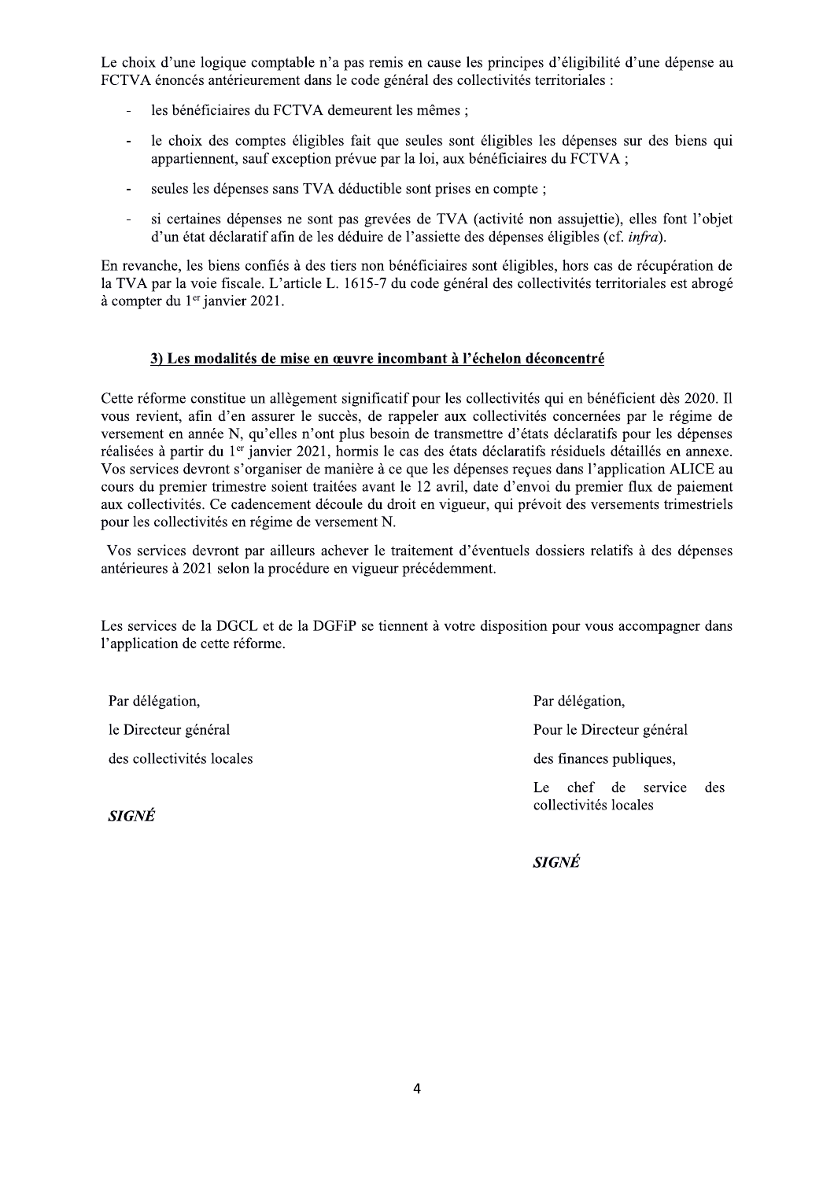Le choix d'une logique comptable n'a pas remis en cause les principes d'éligibilité d'une dépense au FCTVA énoncés antérieurement dans le code général des collectivités territoriales :

- les bénéficiaires du FCTVA demeurent les mêmes ;
- le choix des comptes éligibles fait que seules sont éligibles les dépenses sur des biens qui appartiennent, sauf exception prévue par la loi, aux bénéficiaires du FCTVA ;
- seules les dépenses sans TVA déductible sont prises en compte ;
- si certaines dépenses ne sont pas grevées de TVA (activité non assujettie), elles font l'objet d'un état déclaratif afin de les déduire de l'assiette des dépenses éligibles (cf. *infra*).

En revanche, les biens confiés à des tiers non bénéficiaires sont éligibles, hors cas de récupération de la TVA par la voie fiscale. L'article L. 1615-7 du code général des collectivités territoriales est abrogé à compter du 1er janvier 2021.

### **3) Les modalités de mise en œuvre incombant à l'échelon déconcentré**

Cette réforme constitue un allègement significatif pour les collectivités qui en bénéficient dès 2020. Il vous revient, afin d'en assurer le succès, de rappeler aux collectivités concernées par le régime de versement en année N, qu'elles n'ont plus besoin de transmettre d'états déclaratifs pour les dépenses réalisées à partir du 1er janvier 2021, hormis le cas des états déclaratifs résiduels détaillés en annexe. Vos services devront s'organiser de manière à ce que les dépenses reçues dans l'application ALICE au cours du premier trimestre soient traitées avant le 12 avril, date d'envoi du premier flux de paiement aux collectivités. Ce cadencement découle du droit en vigueur, qui prévoit des versements trimestriels pour les collectivités en régime de versement N.

Vos services devront par ailleurs achever le traitement d'éventuels dossiers relatifs à des dépenses antérieures à 2021 selon la procédure en vigueur précédemment.

Les services de la DGCL et de la DGFiP se tiennent à votre disposition pour vous accompagner dans l'application de cette réforme.

Par délégation,

le Directeur général

des collectivités locales

***SIGNÉ***

Par délégation,

Pour le Directeur général

des finances publiques,

Le chef de service des collectivités locales

***SIGNÉ***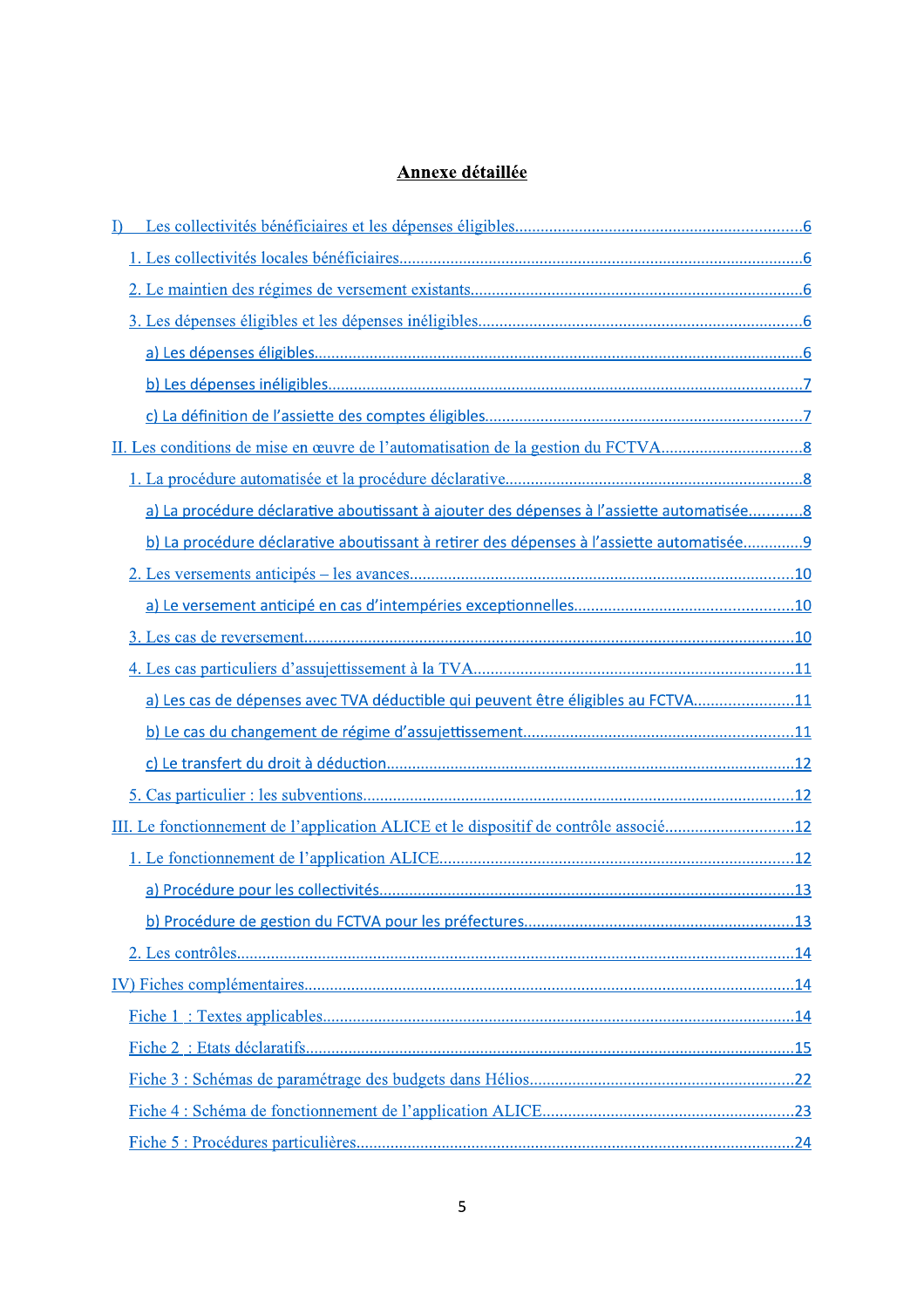# Annexe détaillée

I) Les collectivités bénéficiaires et les dépenses éligibles....6

1. Les collectivités locales bénéficiaires....6

2. Le maintien des régimes de versement existants....6

3. Les dépenses éligibles et les dépenses inéligibles....6

a) Les dépenses éligibles....6

b) Les dépenses inéligibles....7

c) La définition de l'assiette des comptes éligibles....7

II. Les conditions de mise en œuvre de l'automatisation de la gestion du FCTVA....8

1. La procédure automatisée et la procédure déclarative....8

a) La procédure déclarative aboutissant à ajouter des dépenses à l'assiette automatisée....8

b) La procédure déclarative aboutissant à retirer des dépenses à l'assiette automatisée....9

2. Les versements anticipés – les avances....10

a) Le versement anticipé en cas d'intempéries exceptionnelles....10

3. Les cas de reversement....10

4. Les cas particuliers d'assujettissement à la TVA....11

a) Les cas de dépenses avec TVA déductible qui peuvent être éligibles au FCTVA....11

b) Le cas du changement de régime d'assujettissement....11

c) Le transfert du droit à déduction....12

5. Cas particulier : les subventions....12

III. Le fonctionnement de l'application ALICE et le dispositif de contrôle associé....12

1. Le fonctionnement de l'application ALICE....12

a) Procédure pour les collectivités....13

b) Procédure de gestion du FCTVA pour les préfectures....13

2. Les contrôles....14

IV) Fiches complémentaires....14

Fiche 1 : Textes applicables....14

Fiche 2 : Etats déclaratifs....15

Fiche 3 : Schémas de paramétrage des budgets dans Hélios....22

Fiche 4 : Schéma de fonctionnement de l'application ALICE....23

Fiche 5 : Procédures particulières....24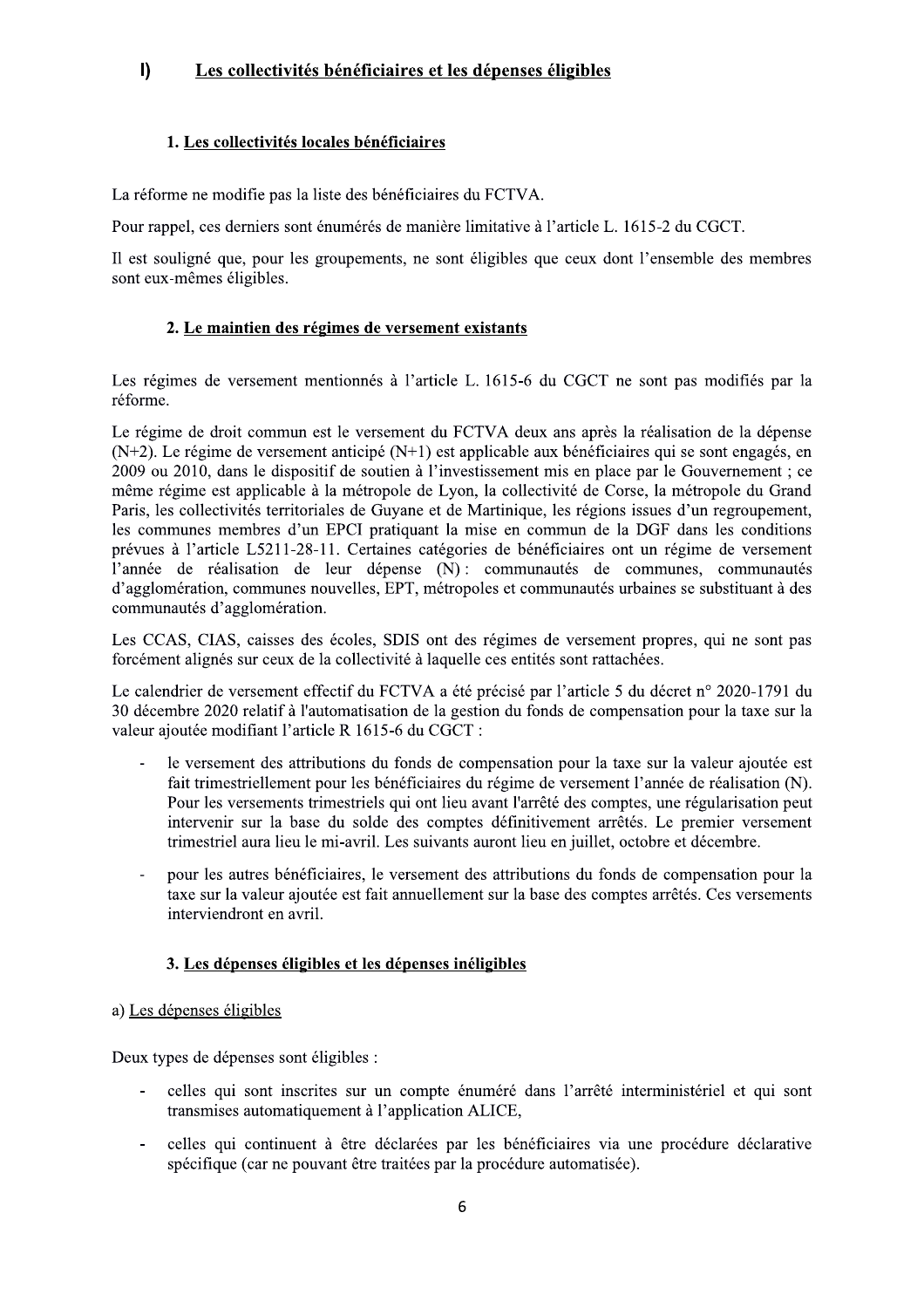# I) Les collectivités bénéficiaires et les dépenses éligibles

## 1. Les collectivités locales bénéficiaires

La réforme ne modifie pas la liste des bénéficiaires du FCTVA.

Pour rappel, ces derniers sont énumérés de manière limitative à l'article L. 1615-2 du CGCT.

Il est souligné que, pour les groupements, ne sont éligibles que ceux dont l'ensemble des membres sont eux-mêmes éligibles.

## 2. Le maintien des régimes de versement existants

Les régimes de versement mentionnés à l'article L. 1615-6 du CGCT ne sont pas modifiés par la réforme.

Le régime de droit commun est le versement du FCTVA deux ans après la réalisation de la dépense (N+2). Le régime de versement anticipé (N+1) est applicable aux bénéficiaires qui se sont engagés, en 2009 ou 2010, dans le dispositif de soutien à l'investissement mis en place par le Gouvernement ; ce même régime est applicable à la métropole de Lyon, la collectivité de Corse, la métropole du Grand Paris, les collectivités territoriales de Guyane et de Martinique, les régions issues d'un regroupement, les communes membres d'un EPCI pratiquant la mise en commun de la DGF dans les conditions prévues à l'article L5211-28-11. Certaines catégories de bénéficiaires ont un régime de versement l'année de réalisation de leur dépense (N) : communautés de communes, communautés d'agglomération, communes nouvelles, EPT, métropoles et communautés urbaines se substituant à des communautés d'agglomération.

Les CCAS, CIAS, caisses des écoles, SDIS ont des régimes de versement propres, qui ne sont pas forcément alignés sur ceux de la collectivité à laquelle ces entités sont rattachées.

Le calendrier de versement effectif du FCTVA a été précisé par l'article 5 du décret n° 2020-1791 du 30 décembre 2020 relatif à l'automatisation de la gestion du fonds de compensation pour la taxe sur la valeur ajoutée modifiant l'article R 1615-6 du CGCT :

- le versement des attributions du fonds de compensation pour la taxe sur la valeur ajoutée est fait trimestriellement pour les bénéficiaires du régime de versement l'année de réalisation (N). Pour les versements trimestriels qui ont lieu avant l'arrêté des comptes, une régularisation peut intervenir sur la base du solde des comptes définitivement arrêtés. Le premier versement trimestriel aura lieu le mi-avril. Les suivants auront lieu en juillet, octobre et décembre.
- pour les autres bénéficiaires, le versement des attributions du fonds de compensation pour la taxe sur la valeur ajoutée est fait annuellement sur la base des comptes arrêtés. Ces versements interviendront en avril.

## 3. Les dépenses éligibles et les dépenses inéligibles

### a) Les dépenses éligibles

Deux types de dépenses sont éligibles :

- celles qui sont inscrites sur un compte énuméré dans l'arrêté interministériel et qui sont transmises automatiquement à l'application ALICE,
- celles qui continuent à être déclarées par les bénéficiaires via une procédure déclarative spécifique (car ne pouvant être traitées par la procédure automatisée).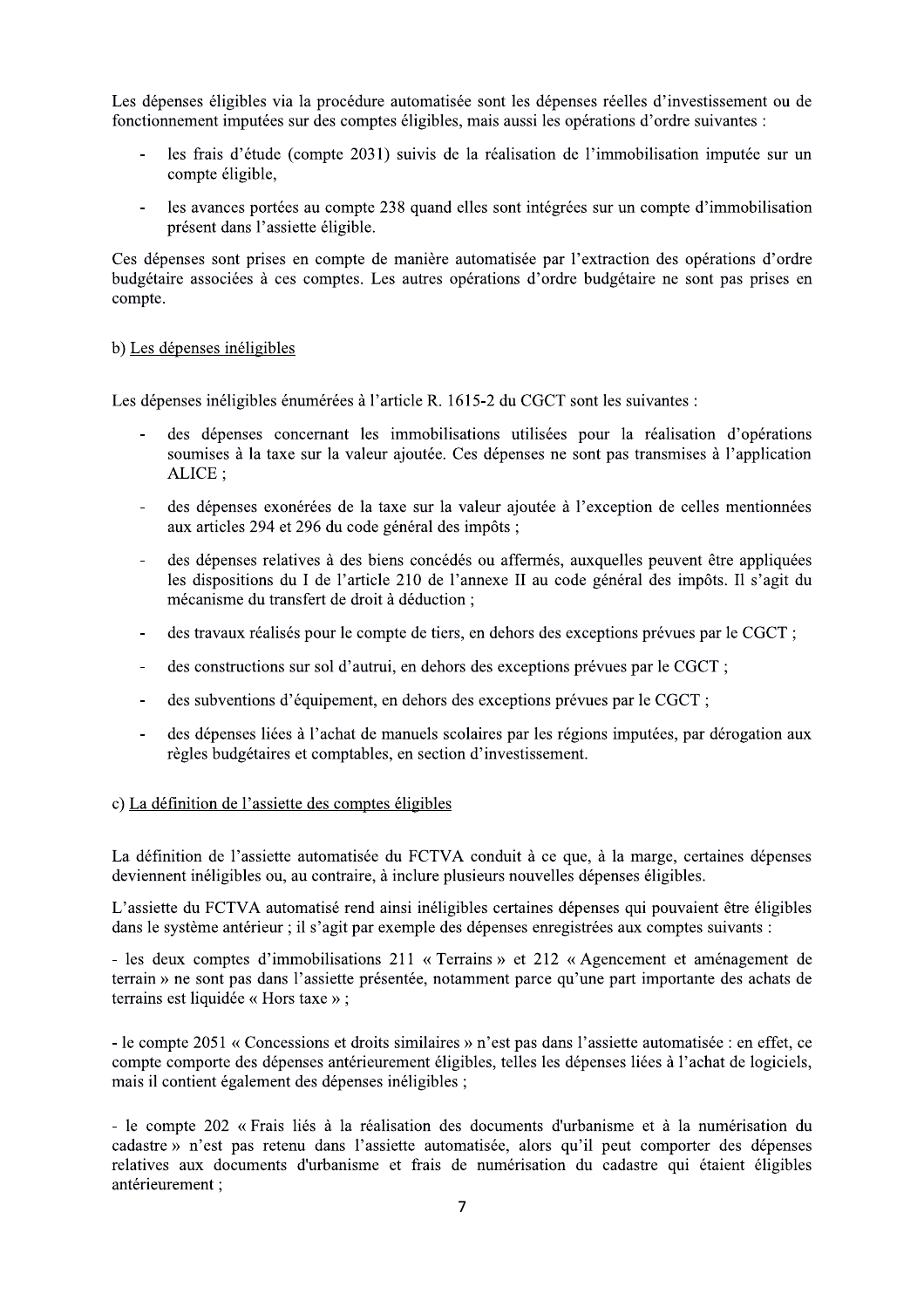Les dépenses éligibles via la procédure automatisée sont les dépenses réelles d'investissement ou de fonctionnement imputées sur des comptes éligibles, mais aussi les opérations d'ordre suivantes :

- les frais d'étude (compte 2031) suivis de la réalisation de l'immobilisation imputée sur un compte éligible,
- les avances portées au compte 238 quand elles sont intégrées sur un compte d'immobilisation présent dans l'assiette éligible.

Ces dépenses sont prises en compte de manière automatisée par l'extraction des opérations d'ordre budgétaire associées à ces comptes. Les autres opérations d'ordre budgétaire ne sont pas prises en compte.

b) Les dépenses inéligibles

Les dépenses inéligibles énumérées à l'article R. 1615-2 du CGCT sont les suivantes :

- des dépenses concernant les immobilisations utilisées pour la réalisation d'opérations soumises à la taxe sur la valeur ajoutée. Ces dépenses ne sont pas transmises à l'application ALICE ;
- des dépenses exonérées de la taxe sur la valeur ajoutée à l'exception de celles mentionnées aux articles 294 et 296 du code général des impôts ;
- des dépenses relatives à des biens concédés ou affermés, auxquelles peuvent être appliquées les dispositions du I de l'article 210 de l'annexe II au code général des impôts. Il s'agit du mécanisme du transfert de droit à déduction ;
- des travaux réalisés pour le compte de tiers, en dehors des exceptions prévues par le CGCT ;
- des constructions sur sol d'autrui, en dehors des exceptions prévues par le CGCT ;
- des subventions d'équipement, en dehors des exceptions prévues par le CGCT ;
- des dépenses liées à l'achat de manuels scolaires par les régions imputées, par dérogation aux règles budgétaires et comptables, en section d'investissement.

c) La définition de l'assiette des comptes éligibles

La définition de l'assiette automatisée du FCTVA conduit à ce que, à la marge, certaines dépenses deviennent inéligibles ou, au contraire, à inclure plusieurs nouvelles dépenses éligibles.

L'assiette du FCTVA automatisé rend ainsi inéligibles certaines dépenses qui pouvaient être éligibles dans le système antérieur ; il s'agit par exemple des dépenses enregistrées aux comptes suivants :

- les deux comptes d'immobilisations 211 « Terrains » et 212 « Agencement et aménagement de terrain » ne sont pas dans l'assiette présentée, notamment parce qu'une part importante des achats de terrains est liquidée « Hors taxe » ;

- le compte 2051 « Concessions et droits similaires » n'est pas dans l'assiette automatisée : en effet, ce compte comporte des dépenses antérieurement éligibles, telles les dépenses liées à l'achat de logiciels, mais il contient également des dépenses inéligibles ;

- le compte 202 « Frais liés à la réalisation des documents d'urbanisme et à la numérisation du cadastre » n'est pas retenu dans l'assiette automatisée, alors qu'il peut comporter des dépenses relatives aux documents d'urbanisme et frais de numérisation du cadastre qui étaient éligibles antérieurement ;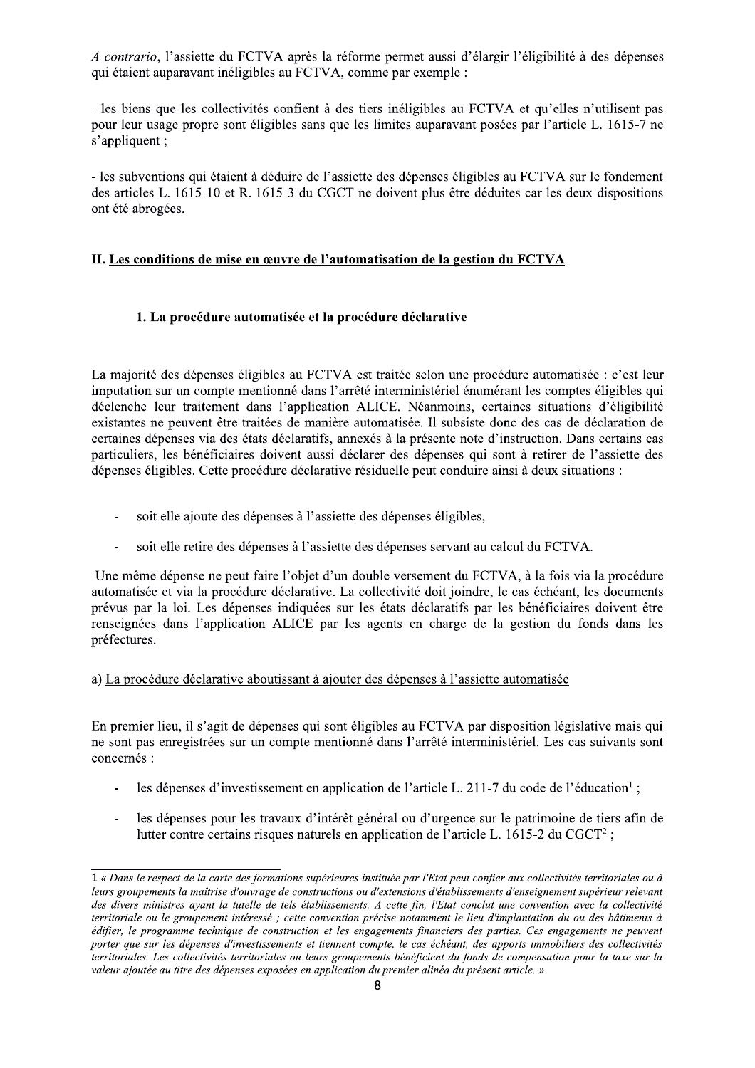*A contrario*, l'assiette du FCTVA après la réforme permet aussi d'élargir l'éligibilité à des dépenses qui étaient auparavant inéligibles au FCTVA, comme par exemple :

- les biens que les collectivités confient à des tiers inéligibles au FCTVA et qu'elles n'utilisent pas pour leur usage propre sont éligibles sans que les limites auparavant posées par l'article L. 1615-7 ne s'appliquent ;

- les subventions qui étaient à déduire de l'assiette des dépenses éligibles au FCTVA sur le fondement des articles L. 1615-10 et R. 1615-3 du CGCT ne doivent plus être déduites car les deux dispositions ont été abrogées.

## II. Les conditions de mise en œuvre de l'automatisation de la gestion du FCTVA

### 1. La procédure automatisée et la procédure déclarative

La majorité des dépenses éligibles au FCTVA est traitée selon une procédure automatisée : c'est leur imputation sur un compte mentionné dans l'arrêté interministériel énumérant les comptes éligibles qui déclenche leur traitement dans l'application ALICE. Néanmoins, certaines situations d'éligibilité existantes ne peuvent être traitées de manière automatisée. Il subsiste donc des cas de déclaration de certaines dépenses via des états déclaratifs, annexés à la présente note d'instruction. Dans certains cas particuliers, les bénéficiaires doivent aussi déclarer des dépenses qui sont à retirer de l'assiette des dépenses éligibles. Cette procédure déclarative résiduelle peut conduire ainsi à deux situations :

- soit elle ajoute des dépenses à l'assiette des dépenses éligibles,
- soit elle retire des dépenses à l'assiette des dépenses servant au calcul du FCTVA.

Une même dépense ne peut faire l'objet d'un double versement du FCTVA, à la fois via la procédure automatisée et via la procédure déclarative. La collectivité doit joindre, le cas échéant, les documents prévus par la loi. Les dépenses indiquées sur les états déclaratifs par les bénéficiaires doivent être renseignées dans l'application ALICE par les agents en charge de la gestion du fonds dans les préfectures.

#### a) La procédure déclarative aboutissant à ajouter des dépenses à l'assiette automatisée

En premier lieu, il s'agit de dépenses qui sont éligibles au FCTVA par disposition législative mais qui ne sont pas enregistrées sur un compte mentionné dans l'arrêté interministériel. Les cas suivants sont concernés :

- les dépenses d'investissement en application de l'article L. 211-7 du code de l'éducation[1] ;
- les dépenses pour les travaux d'intérêt général ou d'urgence sur le patrimoine de tiers afin de lutter contre certains risques naturels en application de l'article L. 1615-2 du CGCT[2] ;

[1] *« Dans le respect de la carte des formations supérieures instituée par l'Etat peut confier aux collectivités territoriales ou à leurs groupements la maîtrise d'ouvrage de constructions ou d'extensions d'établissements d'enseignement supérieur relevant des divers ministres ayant la tutelle de tels établissements. A cette fin, l'Etat conclut une convention avec la collectivité territoriale ou le groupement intéressé ; cette convention précise notamment le lieu d'implantation du ou des bâtiments à édifier, le programme technique de construction et les engagements financiers des parties. Ces engagements ne peuvent porter que sur les dépenses d'investissements et tiennent compte, le cas échéant, des apports immobiliers des collectivités territoriales. Les collectivités territoriales ou leurs groupements bénéficient du fonds de compensation pour la taxe sur la valeur ajoutée au titre des dépenses exposées en application du premier alinéa du présent article. »*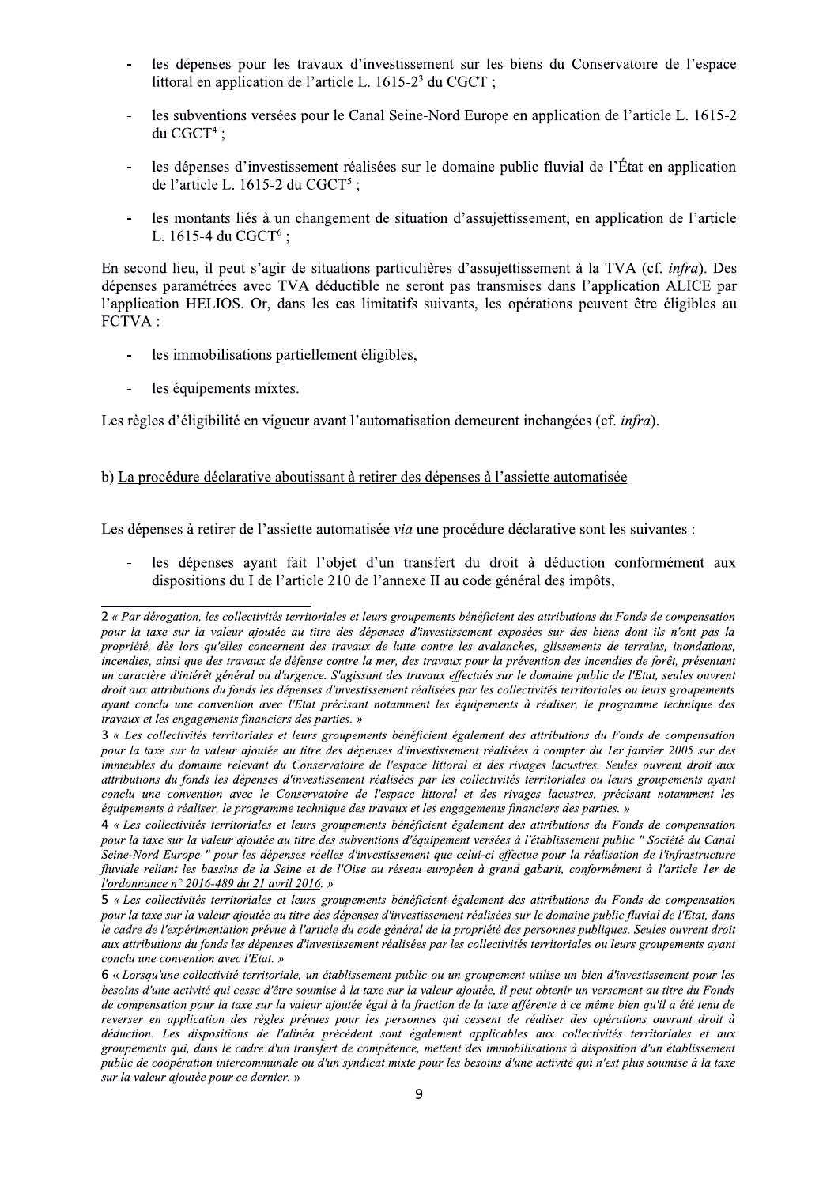- les dépenses pour les travaux d'investissement sur les biens du Conservatoire de l'espace littoral en application de l'article L. 1615-2[3] du CGCT ;

- les subventions versées pour le Canal Seine-Nord Europe en application de l'article L. 1615-2 du CGCT[4] ;

- les dépenses d'investissement réalisées sur le domaine public fluvial de l'État en application de l'article L. 1615-2 du CGCT[5] ;

- les montants liés à un changement de situation d'assujettissement, en application de l'article L. 1615-4 du CGCT[6] ;

En second lieu, il peut s'agir de situations particulières d'assujettissement à la TVA (cf. *infra*). Des dépenses paramétrées avec TVA déductible ne seront pas transmises dans l'application ALICE par l'application HELIOS. Or, dans les cas limitatifs suivants, les opérations peuvent être éligibles au FCTVA :

- les immobilisations partiellement éligibles,

- les équipements mixtes.

Les règles d'éligibilité en vigueur avant l'automatisation demeurent inchangées (cf. *infra*).

b) La procédure déclarative aboutissant à retirer des dépenses à l'assiette automatisée

Les dépenses à retirer de l'assiette automatisée *via* une procédure déclarative sont les suivantes :

- les dépenses ayant fait l'objet d'un transfert du droit à déduction conformément aux dispositions du I de l'article 210 de l'annexe II au code général des impôts,

---

2 *« Par dérogation, les collectivités territoriales et leurs groupements bénéficient des attributions du Fonds de compensation pour la taxe sur la valeur ajoutée au titre des dépenses d'investissement exposées sur des biens dont ils n'ont pas la propriété, dès lors qu'elles concernent des travaux de lutte contre les avalanches, glissements de terrains, inondations, incendies, ainsi que des travaux de défense contre la mer, des travaux pour la prévention des incendies de forêt, présentant un caractère d'intérêt général ou d'urgence. S'agissant des travaux effectués sur le domaine public de l'Etat, seules ouvrent droit aux attributions du fonds les dépenses d'investissement réalisées par les collectivités territoriales ou leurs groupements ayant conclu une convention avec l'Etat précisant notamment les équipements à réaliser, le programme technique des travaux et les engagements financiers des parties. »*

3 *« Les collectivités territoriales et leurs groupements bénéficient également des attributions du Fonds de compensation pour la taxe sur la valeur ajoutée au titre des dépenses d'investissement réalisées à compter du 1er janvier 2005 sur des immeubles du domaine relevant du Conservatoire de l'espace littoral et des rivages lacustres. Seules ouvrent droit aux attributions du fonds les dépenses d'investissement réalisées par les collectivités territoriales ou leurs groupements ayant conclu une convention avec le Conservatoire de l'espace littoral et des rivages lacustres, précisant notamment les équipements à réaliser, le programme technique des travaux et les engagements financiers des parties. »*

4 *« Les collectivités territoriales et leurs groupements bénéficient également des attributions du Fonds de compensation pour la taxe sur la valeur ajoutée au titre des subventions d'équipement versées à l'établissement public " Société du Canal Seine-Nord Europe " pour les dépenses réelles d'investissement que celui-ci effectue pour la réalisation de l'infrastructure fluviale reliant les bassins de la Seine et de l'Oise au réseau européen à grand gabarit, conformément à l'article 1er de l'ordonnance n° 2016-489 du 21 avril 2016. »*

5 *« Les collectivités territoriales et leurs groupements bénéficient également des attributions du Fonds de compensation pour la taxe sur la valeur ajoutée au titre des dépenses d'investissement réalisées sur le domaine public fluvial de l'Etat, dans le cadre de l'expérimentation prévue à l'article du code général de la propriété des personnes publiques. Seules ouvrent droit aux attributions du fonds les dépenses d'investissement réalisées par les collectivités territoriales ou leurs groupements ayant conclu une convention avec l'Etat. »*

6 *« Lorsqu'une collectivité territoriale, un établissement public ou un groupement utilise un bien d'investissement pour les besoins d'une activité qui cesse d'être soumise à la taxe sur la valeur ajoutée, il peut obtenir un versement au titre du Fonds de compensation pour la taxe sur la valeur ajoutée égal à la fraction de la taxe afférente à ce même bien qu'il a été tenu de reverser en application des règles prévues pour les personnes qui cessent de réaliser des opérations ouvrant droit à déduction. Les dispositions de l'alinéa précédent sont également applicables aux collectivités territoriales et aux groupements qui, dans le cadre d'un transfert de compétence, mettent des immobilisations à disposition d'un établissement public de coopération intercommunale ou d'un syndicat mixte pour les besoins d'une activité qui n'est plus soumise à la taxe sur la valeur ajoutée pour ce dernier. »*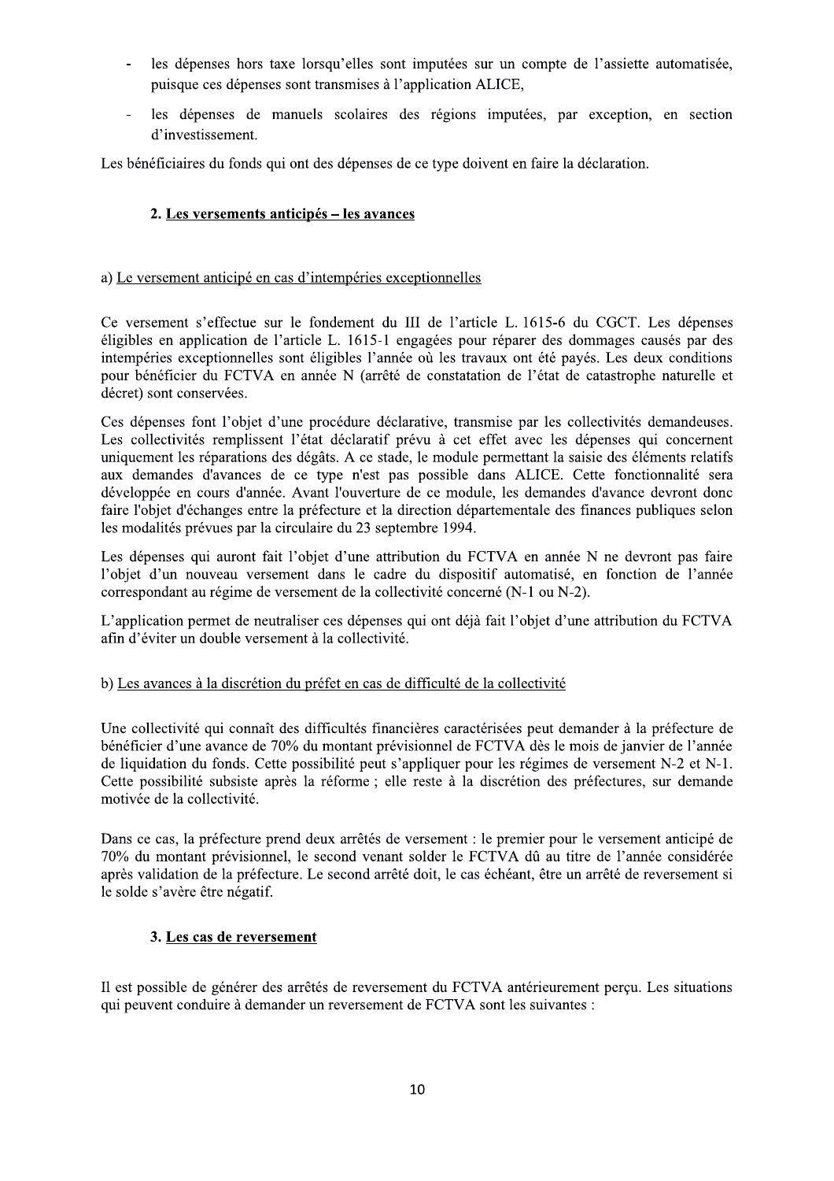- les dépenses hors taxe lorsqu'elles sont imputées sur un compte de l'assiette automatisée, puisque ces dépenses sont transmises à l'application ALICE,
- les dépenses de manuels scolaires des régions imputées, par exception, en section d'investissement.

Les bénéficiaires du fonds qui ont des dépenses de ce type doivent en faire la déclaration.

### 2. Les versements anticipés – les avances

#### a) Le versement anticipé en cas d'intempéries exceptionnelles

Ce versement s'effectue sur le fondement du III de l'article L. 1615-6 du CGCT. Les dépenses éligibles en application de l'article L. 1615-1 engagées pour réparer des dommages causés par des intempéries exceptionnelles sont éligibles l'année où les travaux ont été payés. Les deux conditions pour bénéficier du FCTVA en année N (arrêté de constatation de l'état de catastrophe naturelle et décret) sont conservées.

Ces dépenses font l'objet d'une procédure déclarative, transmise par les collectivités demandeuses. Les collectivités remplissent l'état déclaratif prévu à cet effet avec les dépenses qui concernent uniquement les réparations des dégâts. A ce stade, le module permettant la saisie des éléments relatifs aux demandes d'avances de ce type n'est pas possible dans ALICE. Cette fonctionnalité sera développée en cours d'année. Avant l'ouverture de ce module, les demandes d'avance devront donc faire l'objet d'échanges entre la préfecture et la direction départementale des finances publiques selon les modalités prévues par la circulaire du 23 septembre 1994.

Les dépenses qui auront fait l'objet d'une attribution du FCTVA en année N ne devront pas faire l'objet d'un nouveau versement dans le cadre du dispositif automatisé, en fonction de l'année correspondant au régime de versement de la collectivité concerné (N-1 ou N-2).

L'application permet de neutraliser ces dépenses qui ont déjà fait l'objet d'une attribution du FCTVA afin d'éviter un double versement à la collectivité.

#### b) Les avances à la discrétion du préfet en cas de difficulté de la collectivité

Une collectivité qui connaît des difficultés financières caractérisées peut demander à la préfecture de bénéficier d'une avance de 70% du montant prévisionnel de FCTVA dès le mois de janvier de l'année de liquidation du fonds. Cette possibilité peut s'appliquer pour les régimes de versement N-2 et N-1. Cette possibilité subsiste après la réforme ; elle reste à la discrétion des préfectures, sur demande motivée de la collectivité.

Dans ce cas, la préfecture prend deux arrêtés de versement : le premier pour le versement anticipé de 70% du montant prévisionnel, le second venant solder le FCTVA dû au titre de l'année considérée après validation de la préfecture. Le second arrêté doit, le cas échéant, être un arrêté de reversement si le solde s'avère être négatif.

### 3. Les cas de reversement

Il est possible de générer des arrêtés de reversement du FCTVA antérieurement perçu. Les situations qui peuvent conduire à demander un reversement de FCTVA sont les suivantes :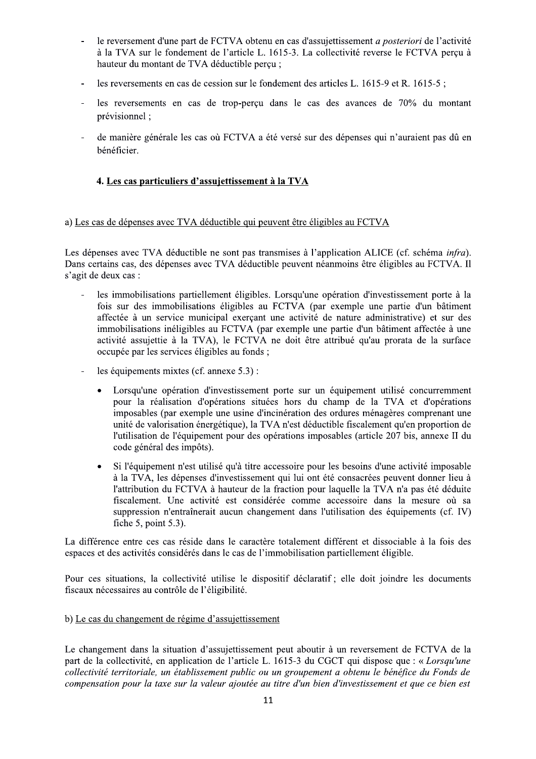- le reversement d'une part de FCTVA obtenu en cas d'assujettissement *a posteriori* de l'activité à la TVA sur le fondement de l'article L. 1615-3. La collectivité reverse le FCTVA perçu à hauteur du montant de TVA déductible perçu ;
- les reversements en cas de cession sur le fondement des articles L. 1615-9 et R. 1615-5 ;
- les reversements en cas de trop-perçu dans le cas des avances de 70% du montant prévisionnel ;
- de manière générale les cas où FCTVA a été versé sur des dépenses qui n'auraient pas dû en bénéficier.

### 4. Les cas particuliers d'assujettissement à la TVA

a) Les cas de dépenses avec TVA déductible qui peuvent être éligibles au FCTVA

Les dépenses avec TVA déductible ne sont pas transmises à l'application ALICE (cf. schéma *infra*). Dans certains cas, des dépenses avec TVA déductible peuvent néanmoins être éligibles au FCTVA. Il s'agit de deux cas :

- les immobilisations partiellement éligibles. Lorsqu'une opération d'investissement porte à la fois sur des immobilisations éligibles au FCTVA (par exemple une partie d'un bâtiment affectée à un service municipal exerçant une activité de nature administrative) et sur des immobilisations inéligibles au FCTVA (par exemple une partie d'un bâtiment affectée à une activité assujettie à la TVA), le FCTVA ne doit être attribué qu'au prorata de la surface occupée par les services éligibles au fonds ;
- les équipements mixtes (cf. annexe 5.3) :
  - Lorsqu'une opération d'investissement porte sur un équipement utilisé concurremment pour la réalisation d'opérations situées hors du champ de la TVA et d'opérations imposables (par exemple une usine d'incinération des ordures ménagères comprenant une unité de valorisation énergétique), la TVA n'est déductible fiscalement qu'en proportion de l'utilisation de l'équipement pour des opérations imposables (article 207 bis, annexe II du code général des impôts).
  - Si l'équipement n'est utilisé qu'à titre accessoire pour les besoins d'une activité imposable à la TVA, les dépenses d'investissement qui lui ont été consacrées peuvent donner lieu à l'attribution du FCTVA à hauteur de la fraction pour laquelle la TVA n'a pas été déduite fiscalement. Une activité est considérée comme accessoire dans la mesure où sa suppression n'entraînerait aucun changement dans l'utilisation des équipements (cf. IV) fiche 5, point 5.3).

La différence entre ces cas réside dans le caractère totalement différent et dissociable à la fois des espaces et des activités considérés dans le cas de l'immobilisation partiellement éligible.

Pour ces situations, la collectivité utilise le dispositif déclaratif ; elle doit joindre les documents fiscaux nécessaires au contrôle de l'éligibilité.

b) Le cas du changement de régime d'assujettissement

Le changement dans la situation d'assujettissement peut aboutir à un reversement de FCTVA de la part de la collectivité, en application de l'article L. 1615-3 du CGCT qui dispose que : « *Lorsqu'une collectivité territoriale, un établissement public ou un groupement a obtenu le bénéfice du Fonds de compensation pour la taxe sur la valeur ajoutée au titre d'un bien d'investissement et que ce bien est*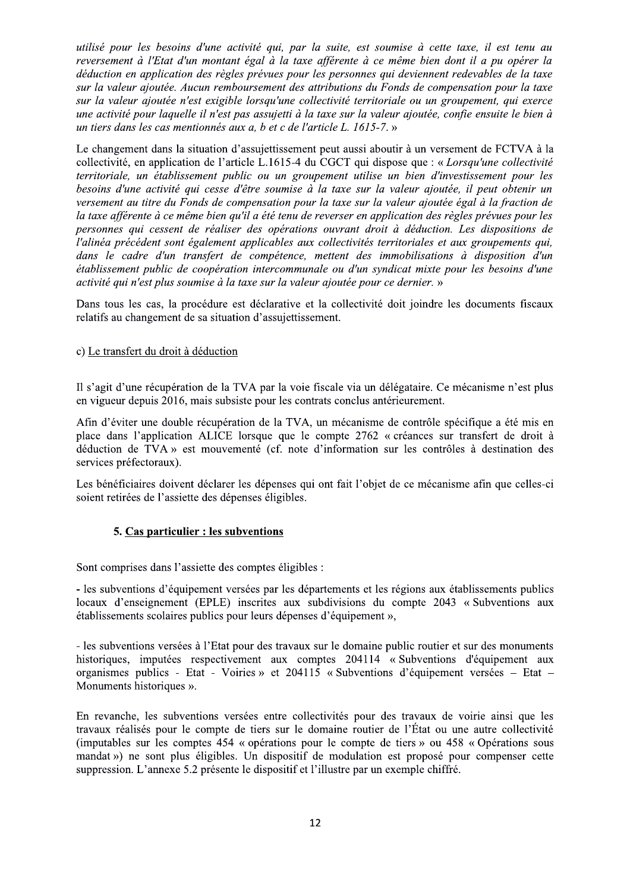*utilisé pour les besoins d'une activité qui, par la suite, est soumise à cette taxe, il est tenu au reversement à l'Etat d'un montant égal à la taxe afférente à ce même bien dont il a pu opérer la déduction en application des règles prévues pour les personnes qui deviennent redevables de la taxe sur la valeur ajoutée. Aucun remboursement des attributions du Fonds de compensation pour la taxe sur la valeur ajoutée n'est exigible lorsqu'une collectivité territoriale ou un groupement, qui exerce une activité pour laquelle il n'est pas assujetti à la taxe sur la valeur ajoutée, confie ensuite le bien à un tiers dans les cas mentionnés aux a, b et c de l'article L. 1615-7.* »

Le changement dans la situation d'assujettissement peut aussi aboutir à un versement de FCTVA à la collectivité, en application de l'article L.1615-4 du CGCT qui dispose que : « *Lorsqu'une collectivité territoriale, un établissement public ou un groupement utilise un bien d'investissement pour les besoins d'une activité qui cesse d'être soumise à la taxe sur la valeur ajoutée, il peut obtenir un versement au titre du Fonds de compensation pour la taxe sur la valeur ajoutée égal à la fraction de la taxe afférente à ce même bien qu'il a été tenu de reverser en application des règles prévues pour les personnes qui cessent de réaliser des opérations ouvrant droit à déduction. Les dispositions de l'alinéa précédent sont également applicables aux collectivités territoriales et aux groupements qui, dans le cadre d'un transfert de compétence, mettent des immobilisations à disposition d'un établissement public de coopération intercommunale ou d'un syndicat mixte pour les besoins d'une activité qui n'est plus soumise à la taxe sur la valeur ajoutée pour ce dernier.* »

Dans tous les cas, la procédure est déclarative et la collectivité doit joindre les documents fiscaux relatifs au changement de sa situation d'assujettissement.

c) Le transfert du droit à déduction

Il s'agit d'une récupération de la TVA par la voie fiscale via un délégataire. Ce mécanisme n'est plus en vigueur depuis 2016, mais subsiste pour les contrats conclus antérieurement.

Afin d'éviter une double récupération de la TVA, un mécanisme de contrôle spécifique a été mis en place dans l'application ALICE lorsque que le compte 2762 « créances sur transfert de droit à déduction de TVA » est mouvementé (cf. note d'information sur les contrôles à destination des services préfectoraux).

Les bénéficiaires doivent déclarer les dépenses qui ont fait l'objet de ce mécanisme afin que celles-ci soient retirées de l'assiette des dépenses éligibles.

### 5. Cas particulier : les subventions

Sont comprises dans l'assiette des comptes éligibles :

- les subventions d'équipement versées par les départements et les régions aux établissements publics locaux d'enseignement (EPLE) inscrites aux subdivisions du compte 2043 « Subventions aux établissements scolaires publics pour leurs dépenses d'équipement »,

- les subventions versées à l'Etat pour des travaux sur le domaine public routier et sur des monuments historiques, imputées respectivement aux comptes 204114 « Subventions d'équipement aux organismes publics - Etat - Voiries » et 204115 « Subventions d'équipement versées – Etat – Monuments historiques ».

En revanche, les subventions versées entre collectivités pour des travaux de voirie ainsi que les travaux réalisés pour le compte de tiers sur le domaine routier de l'État ou une autre collectivité (imputables sur les comptes 454 « opérations pour le compte de tiers » ou 458 « Opérations sous mandat ») ne sont plus éligibles. Un dispositif de modulation est proposé pour compenser cette suppression. L'annexe 5.2 présente le dispositif et l'illustre par un exemple chiffré.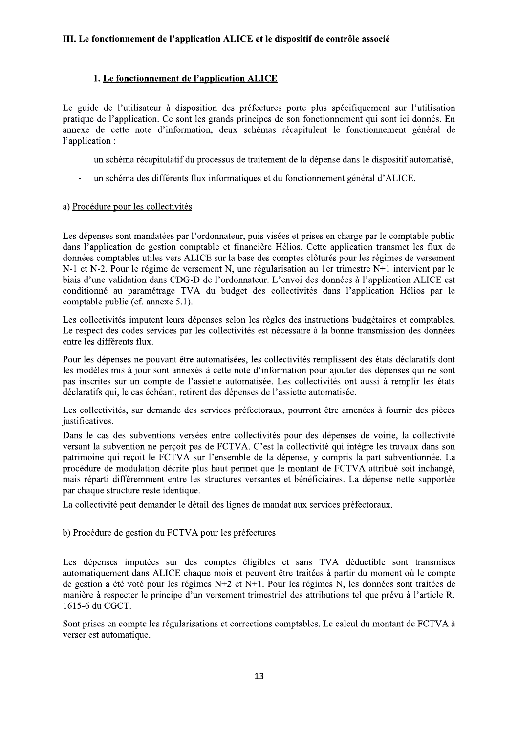## III. Le fonctionnement de l'application ALICE et le dispositif de contrôle associé

### 1. Le fonctionnement de l'application ALICE

Le guide de l'utilisateur à disposition des préfectures porte plus spécifiquement sur l'utilisation pratique de l'application. Ce sont les grands principes de son fonctionnement qui sont ici donnés. En annexe de cette note d'information, deux schémas récapitulent le fonctionnement général de l'application :

- un schéma récapitulatif du processus de traitement de la dépense dans le dispositif automatisé,
- un schéma des différents flux informatiques et du fonctionnement général d'ALICE.

#### a) Procédure pour les collectivités

Les dépenses sont mandatées par l'ordonnateur, puis visées et prises en charge par le comptable public dans l'application de gestion comptable et financière Hélios. Cette application transmet les flux de données comptables utiles vers ALICE sur la base des comptes clôturés pour les régimes de versement N-1 et N-2. Pour le régime de versement N, une régularisation au 1er trimestre N+1 intervient par le biais d'une validation dans CDG-D de l'ordonnateur. L'envoi des données à l'application ALICE est conditionné au paramétrage TVA du budget des collectivités dans l'application Hélios par le comptable public (cf. annexe 5.1).

Les collectivités imputent leurs dépenses selon les règles des instructions budgétaires et comptables. Le respect des codes services par les collectivités est nécessaire à la bonne transmission des données entre les différents flux.

Pour les dépenses ne pouvant être automatisées, les collectivités remplissent des états déclaratifs dont les modèles mis à jour sont annexés à cette note d'information pour ajouter des dépenses qui ne sont pas inscrites sur un compte de l'assiette automatisée. Les collectivités ont aussi à remplir les états déclaratifs qui, le cas échéant, retirent des dépenses de l'assiette automatisée.

Les collectivités, sur demande des services préfectoraux, pourront être amenées à fournir des pièces justificatives.

Dans le cas des subventions versées entre collectivités pour des dépenses de voirie, la collectivité versant la subvention ne perçoit pas de FCTVA. C'est la collectivité qui intègre les travaux dans son patrimoine qui reçoit le FCTVA sur l'ensemble de la dépense, y compris la part subventionnée. La procédure de modulation décrite plus haut permet que le montant de FCTVA attribué soit inchangé, mais réparti différemment entre les structures versantes et bénéficiaires. La dépense nette supportée par chaque structure reste identique.

La collectivité peut demander le détail des lignes de mandat aux services préfectoraux.

#### b) Procédure de gestion du FCTVA pour les préfectures

Les dépenses imputées sur des comptes éligibles et sans TVA déductible sont transmises automatiquement dans ALICE chaque mois et peuvent être traitées à partir du moment où le compte de gestion a été voté pour les régimes N+2 et N+1. Pour les régimes N, les données sont traitées de manière à respecter le principe d'un versement trimestriel des attributions tel que prévu à l'article R. 1615-6 du CGCT.

Sont prises en compte les régularisations et corrections comptables. Le calcul du montant de FCTVA à verser est automatique.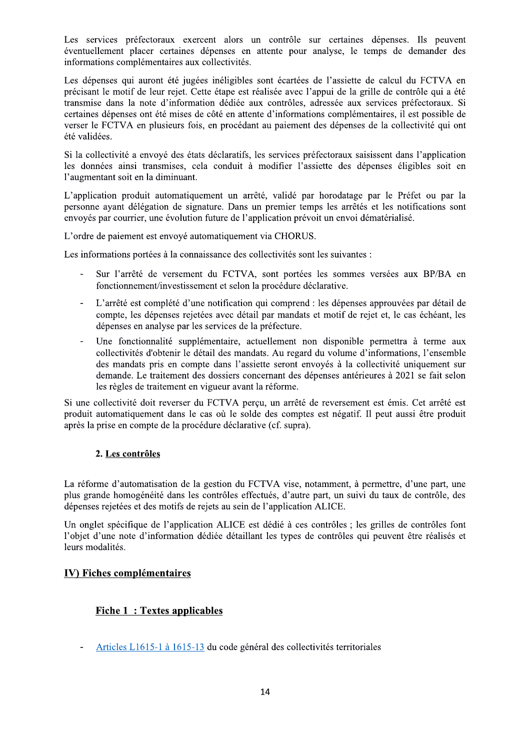Les services préfectoraux exercent alors un contrôle sur certaines dépenses. Ils peuvent éventuellement placer certaines dépenses en attente pour analyse, le temps de demander des informations complémentaires aux collectivités.

Les dépenses qui auront été jugées inéligibles sont écartées de l'assiette de calcul du FCTVA en précisant le motif de leur rejet. Cette étape est réalisée avec l'appui de la grille de contrôle qui a été transmise dans la note d'information dédiée aux contrôles, adressée aux services préfectoraux. Si certaines dépenses ont été mises de côté en attente d'informations complémentaires, il est possible de verser le FCTVA en plusieurs fois, en procédant au paiement des dépenses de la collectivité qui ont été validées.

Si la collectivité a envoyé des états déclaratifs, les services préfectoraux saisissent dans l'application les données ainsi transmises, cela conduit à modifier l'assiette des dépenses éligibles soit en l'augmentant soit en la diminuant.

L'application produit automatiquement un arrêté, validé par horodatage par le Préfet ou par la personne ayant délégation de signature. Dans un premier temps les arrêtés et les notifications sont envoyés par courrier, une évolution future de l'application prévoit un envoi dématérialisé.

L'ordre de paiement est envoyé automatiquement via CHORUS.

Les informations portées à la connaissance des collectivités sont les suivantes :

- Sur l'arrêté de versement du FCTVA, sont portées les sommes versées aux BP/BA en fonctionnement/investissement et selon la procédure déclarative.
- L'arrêté est complété d'une notification qui comprend : les dépenses approuvées par détail de compte, les dépenses rejetées avec détail par mandats et motif de rejet et, le cas échéant, les dépenses en analyse par les services de la préfecture.
- Une fonctionnalité supplémentaire, actuellement non disponible permettra à terme aux collectivités d'obtenir le détail des mandats. Au regard du volume d'informations, l'ensemble des mandats pris en compte dans l'assiette seront envoyés à la collectivité uniquement sur demande. Le traitement des dossiers concernant des dépenses antérieures à 2021 se fait selon les règles de traitement en vigueur avant la réforme.

Si une collectivité doit reverser du FCTVA perçu, un arrêté de reversement est émis. Cet arrêté est produit automatiquement dans le cas où le solde des comptes est négatif. Il peut aussi être produit après la prise en compte de la procédure déclarative (cf. supra).

### 2. Les contrôles

La réforme d'automatisation de la gestion du FCTVA vise, notamment, à permettre, d'une part, une plus grande homogénéité dans les contrôles effectués, d'autre part, un suivi du taux de contrôle, des dépenses rejetées et des motifs de rejets au sein de l'application ALICE.

Un onglet spécifique de l'application ALICE est dédié à ces contrôles ; les grilles de contrôles font l'objet d'une note d'information dédiée détaillant les types de contrôles qui peuvent être réalisés et leurs modalités.

## IV) Fiches complémentaires

### Fiche 1 : Textes applicables

- Articles L1615-1 à 1615-13 du code général des collectivités territoriales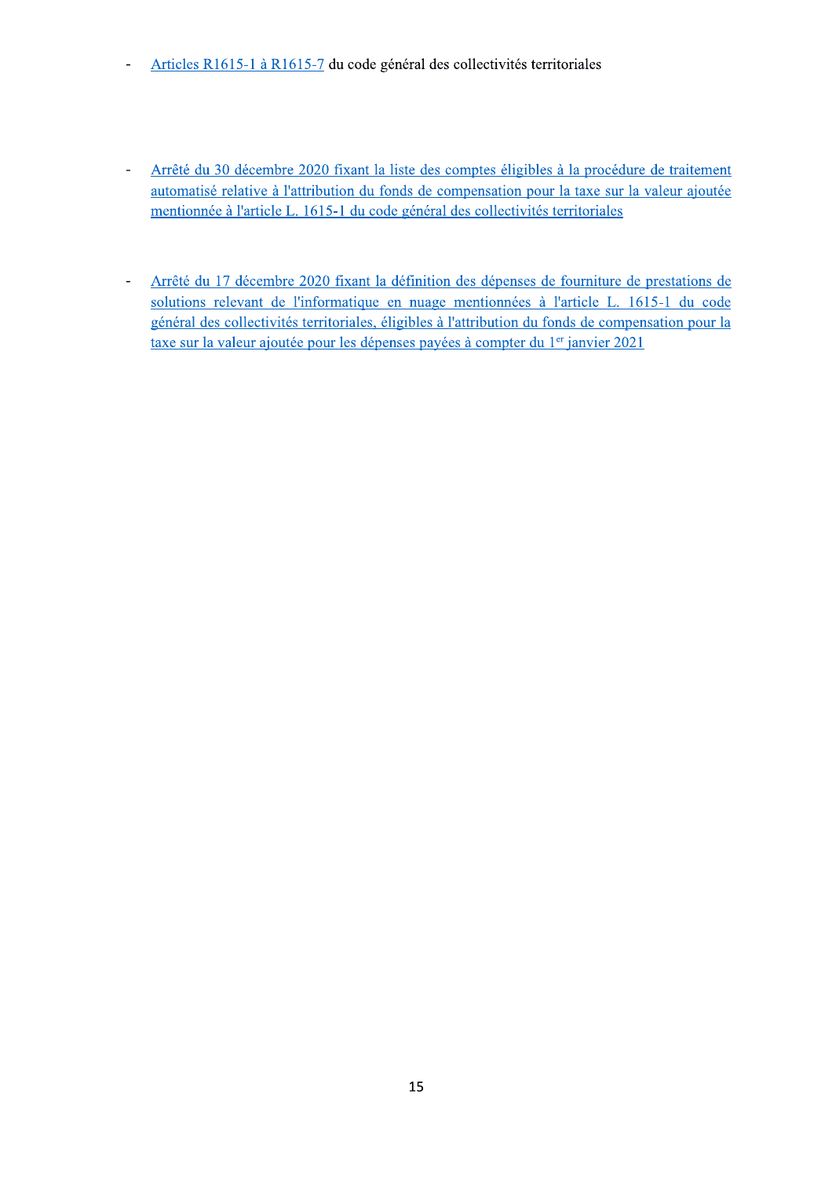- Articles R1615-1 à R1615-7 du code général des collectivités territoriales

- Arrêté du 30 décembre 2020 fixant la liste des comptes éligibles à la procédure de traitement automatisé relative à l'attribution du fonds de compensation pour la taxe sur la valeur ajoutée mentionnée à l'article L. 1615-1 du code général des collectivités territoriales

- Arrêté du 17 décembre 2020 fixant la définition des dépenses de fourniture de prestations de solutions relevant de l'informatique en nuage mentionnées à l'article L. 1615-1 du code général des collectivités territoriales, éligibles à l'attribution du fonds de compensation pour la taxe sur la valeur ajoutée pour les dépenses payées à compter du 1er janvier 2021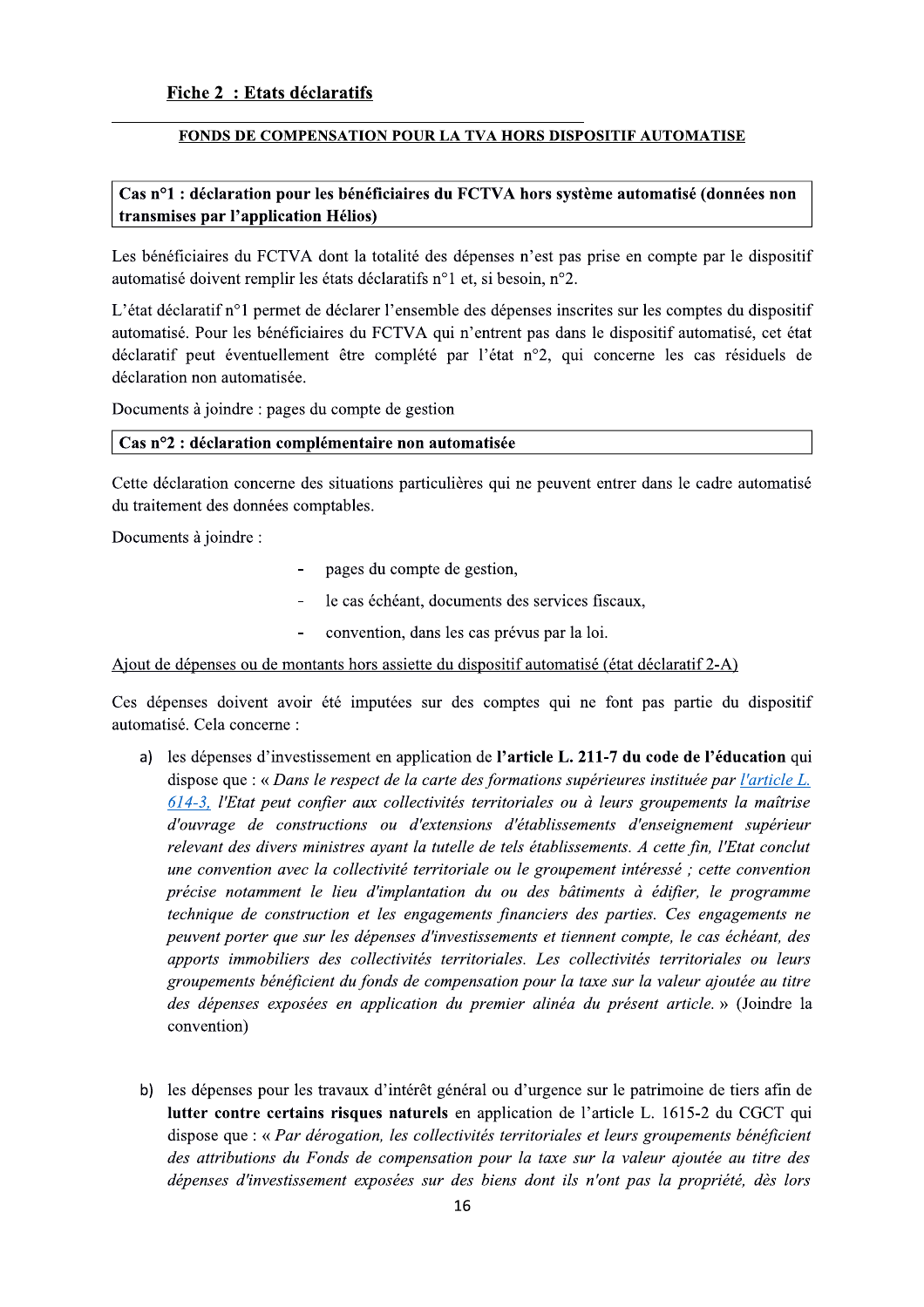## Fiche 2 : Etats déclaratifs

### FONDS DE COMPENSATION POUR LA TVA HORS DISPOSITIF AUTOMATISE

**Cas n°1 : déclaration pour les bénéficiaires du FCTVA hors système automatisé (données non transmises par l'application Hélios)**

Les bénéficiaires du FCTVA dont la totalité des dépenses n'est pas prise en compte par le dispositif automatisé doivent remplir les états déclaratifs n°1 et, si besoin, n°2.

L'état déclaratif n°1 permet de déclarer l'ensemble des dépenses inscrites sur les comptes du dispositif automatisé. Pour les bénéficiaires du FCTVA qui n'entrent pas dans le dispositif automatisé, cet état déclaratif peut éventuellement être complété par l'état n°2, qui concerne les cas résiduels de déclaration non automatisée.

Documents à joindre : pages du compte de gestion

**Cas n°2 : déclaration complémentaire non automatisée**

Cette déclaration concerne des situations particulières qui ne peuvent entrer dans le cadre automatisé du traitement des données comptables.

Documents à joindre :

- pages du compte de gestion,
- le cas échéant, documents des services fiscaux,
- convention, dans les cas prévus par la loi.

Ajout de dépenses ou de montants hors assiette du dispositif automatisé (état déclaratif 2-A)

Ces dépenses doivent avoir été imputées sur des comptes qui ne font pas partie du dispositif automatisé. Cela concerne :

a) les dépenses d'investissement en application de **l'article L. 211-7 du code de l'éducation** qui dispose que : « *Dans le respect de la carte des formations supérieures instituée par l'article L. 614-3, l'Etat peut confier aux collectivités territoriales ou à leurs groupements la maîtrise d'ouvrage de constructions ou d'extensions d'établissements d'enseignement supérieur relevant des divers ministres ayant la tutelle de tels établissements. A cette fin, l'Etat conclut une convention avec la collectivité territoriale ou le groupement intéressé ; cette convention précise notamment le lieu d'implantation du ou des bâtiments à édifier, le programme technique de construction et les engagements financiers des parties. Ces engagements ne peuvent porter que sur les dépenses d'investissements et tiennent compte, le cas échéant, des apports immobiliers des collectivités territoriales. Les collectivités territoriales ou leurs groupements bénéficient du fonds de compensation pour la taxe sur la valeur ajoutée au titre des dépenses exposées en application du premier alinéa du présent article.* » (Joindre la convention)

b) les dépenses pour les travaux d'intérêt général ou d'urgence sur le patrimoine de tiers afin de **lutter contre certains risques naturels** en application de l'article L. 1615-2 du CGCT qui dispose que : « *Par dérogation, les collectivités territoriales et leurs groupements bénéficient des attributions du Fonds de compensation pour la taxe sur la valeur ajoutée au titre des dépenses d'investissement exposées sur des biens dont ils n'ont pas la propriété, dès lors*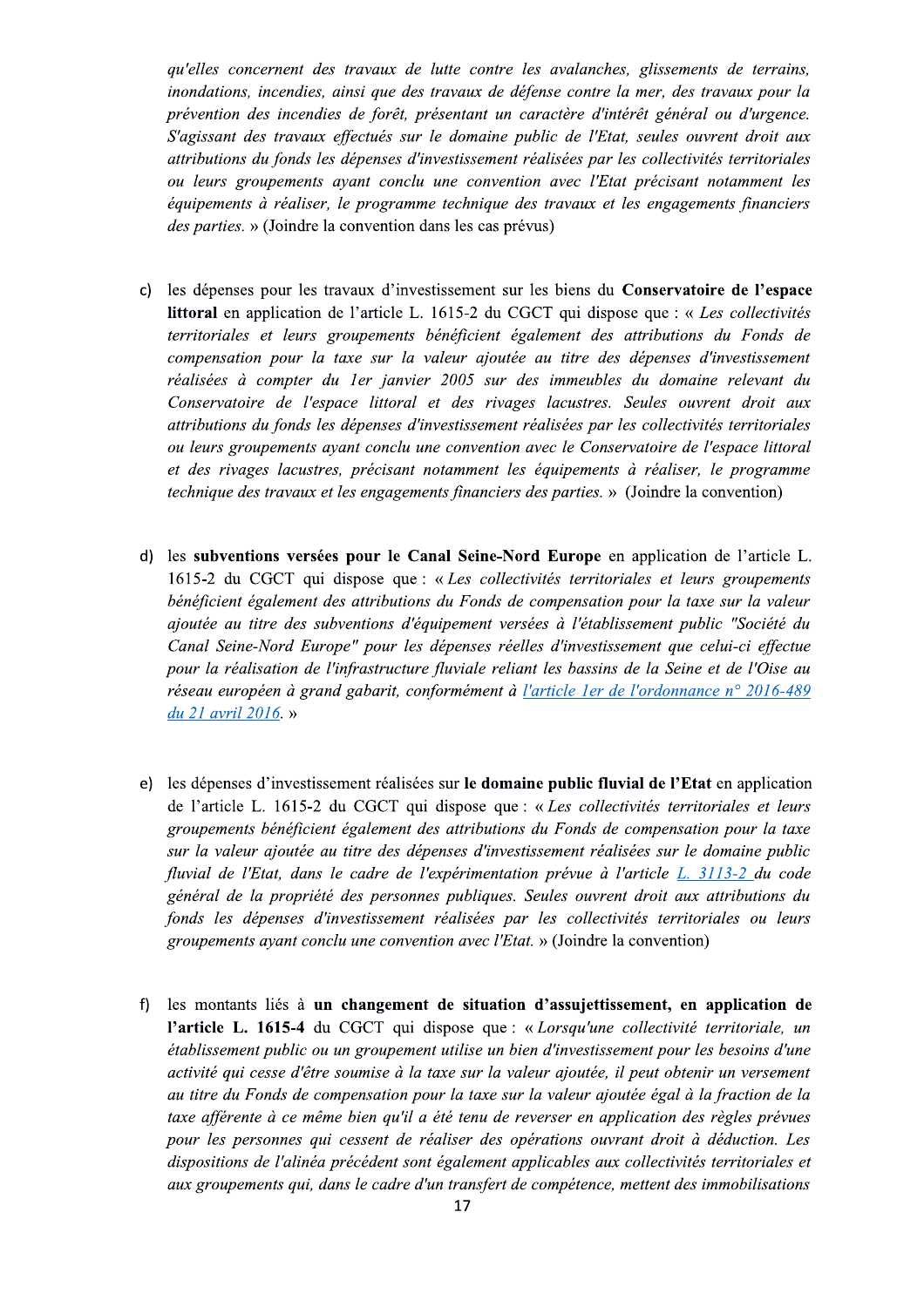*qu'elles concernent des travaux de lutte contre les avalanches, glissements de terrains, inondations, incendies, ainsi que des travaux de défense contre la mer, des travaux pour la prévention des incendies de forêt, présentant un caractère d'intérêt général ou d'urgence. S'agissant des travaux effectués sur le domaine public de l'Etat, seules ouvrent droit aux attributions du fonds les dépenses d'investissement réalisées par les collectivités territoriales ou leurs groupements ayant conclu une convention avec l'Etat précisant notamment les équipements à réaliser, le programme technique des travaux et les engagements financiers des parties.* » (Joindre la convention dans les cas prévus)

c) les dépenses pour les travaux d'investissement sur les biens du **Conservatoire de l'espace littoral** en application de l'article L. 1615-2 du CGCT qui dispose que : « *Les collectivités territoriales et leurs groupements bénéficient également des attributions du Fonds de compensation pour la taxe sur la valeur ajoutée au titre des dépenses d'investissement réalisées à compter du 1er janvier 2005 sur des immeubles du domaine relevant du Conservatoire de l'espace littoral et des rivages lacustres. Seules ouvrent droit aux attributions du fonds les dépenses d'investissement réalisées par les collectivités territoriales ou leurs groupements ayant conclu une convention avec le Conservatoire de l'espace littoral et des rivages lacustres, précisant notamment les équipements à réaliser, le programme technique des travaux et les engagements financiers des parties.* » (Joindre la convention)

d) les **subventions versées pour le Canal Seine-Nord Europe** en application de l'article L. 1615-2 du CGCT qui dispose que : « *Les collectivités territoriales et leurs groupements bénéficient également des attributions du Fonds de compensation pour la taxe sur la valeur ajoutée au titre des subventions d'équipement versées à l'établissement public "Société du Canal Seine-Nord Europe" pour les dépenses réelles d'investissement que celui-ci effectue pour la réalisation de l'infrastructure fluviale reliant les bassins de la Seine et de l'Oise au réseau européen à grand gabarit, conformément à [l'article 1er de l'ordonnance n° 2016-489 du 21 avril 2016](). * »

e) les dépenses d'investissement réalisées sur **le domaine public fluvial de l'Etat** en application de l'article L. 1615-2 du CGCT qui dispose que : « *Les collectivités territoriales et leurs groupements bénéficient également des attributions du Fonds de compensation pour la taxe sur la valeur ajoutée au titre des dépenses d'investissement réalisées sur le domaine public fluvial de l'Etat, dans le cadre de l'expérimentation prévue à l'article [L. 3113-2]() du code général de la propriété des personnes publiques. Seules ouvrent droit aux attributions du fonds les dépenses d'investissement réalisées par les collectivités territoriales ou leurs groupements ayant conclu une convention avec l'Etat.* » (Joindre la convention)

f) les montants liés à **un changement de situation d'assujettissement, en application de l'article L. 1615-4** du CGCT qui dispose que : « *Lorsqu'une collectivité territoriale, un établissement public ou un groupement utilise un bien d'investissement pour les besoins d'une activité qui cesse d'être soumise à la taxe sur la valeur ajoutée, il peut obtenir un versement au titre du Fonds de compensation pour la taxe sur la valeur ajoutée égal à la fraction de la taxe afférente à ce même bien qu'il a été tenu de reverser en application des règles prévues pour les personnes qui cessent de réaliser des opérations ouvrant droit à déduction. Les dispositions de l'alinéa précédent sont également applicables aux collectivités territoriales et aux groupements qui, dans le cadre d'un transfert de compétence, mettent des immobilisations*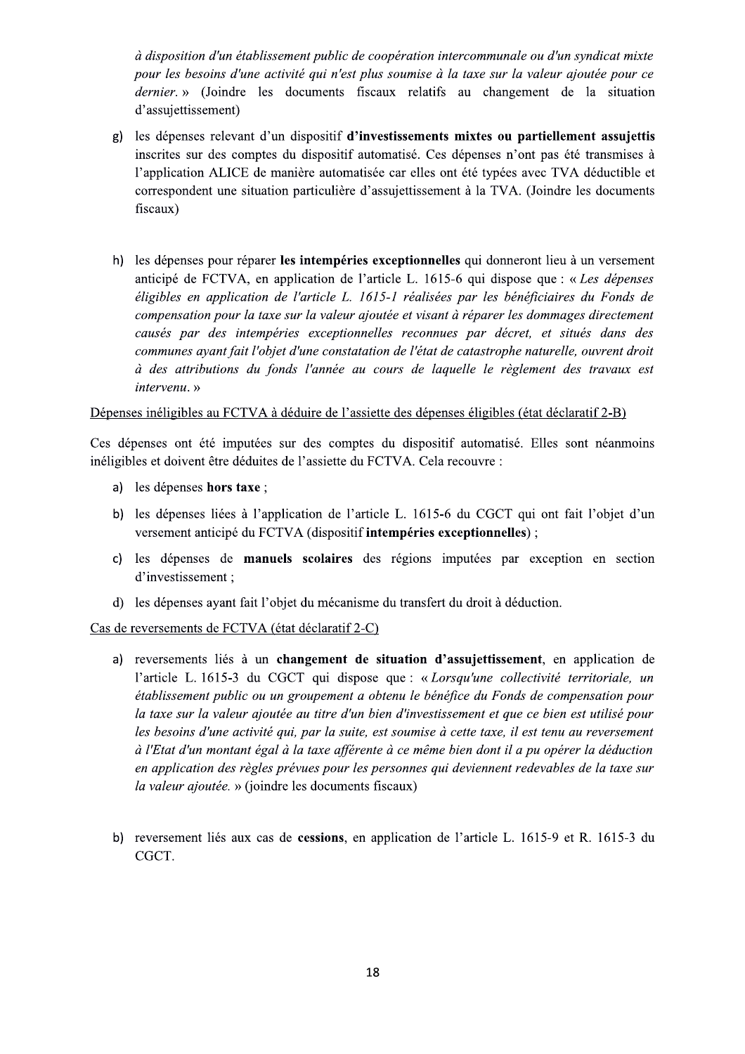*à disposition d'un établissement public de coopération intercommunale ou d'un syndicat mixte pour les besoins d'une activité qui n'est plus soumise à la taxe sur la valeur ajoutée pour ce dernier.* » (Joindre les documents fiscaux relatifs au changement de la situation d'assujettissement)

g) les dépenses relevant d'un dispositif **d'investissements mixtes ou partiellement assujettis** inscrites sur des comptes du dispositif automatisé. Ces dépenses n'ont pas été transmises à l'application ALICE de manière automatisée car elles ont été typées avec TVA déductible et correspondent une situation particulière d'assujettissement à la TVA. (Joindre les documents fiscaux)

h) les dépenses pour réparer **les intempéries exceptionnelles** qui donneront lieu à un versement anticipé de FCTVA, en application de l'article L. 1615-6 qui dispose que : « *Les dépenses éligibles en application de l'article L. 1615-1 réalisées par les bénéficiaires du Fonds de compensation pour la taxe sur la valeur ajoutée et visant à réparer les dommages directement causés par des intempéries exceptionnelles reconnues par décret, et situés dans des communes ayant fait l'objet d'une constatation de l'état de catastrophe naturelle, ouvrent droit à des attributions du fonds l'année au cours de laquelle le règlement des travaux est intervenu.* »

<u>Dépenses inéligibles au FCTVA à déduire de l'assiette des dépenses éligibles (état déclaratif 2-B)</u>

Ces dépenses ont été imputées sur des comptes du dispositif automatisé. Elles sont néanmoins inéligibles et doivent être déduites de l'assiette du FCTVA. Cela recouvre :

a) les dépenses **hors taxe** ;
b) les dépenses liées à l'application de l'article L. 1615-6 du CGCT qui ont fait l'objet d'un versement anticipé du FCTVA (dispositif **intempéries exceptionnelles**) ;
c) les dépenses de **manuels scolaires** des régions imputées par exception en section d'investissement ;
d) les dépenses ayant fait l'objet du mécanisme du transfert du droit à déduction.

<u>Cas de reversements de FCTVA (état déclaratif 2-C)</u>

a) reversements liés à un **changement de situation d'assujettissement**, en application de l'article L. 1615-3 du CGCT qui dispose que : « *Lorsqu'une collectivité territoriale, un établissement public ou un groupement a obtenu le bénéfice du Fonds de compensation pour la taxe sur la valeur ajoutée au titre d'un bien d'investissement et que ce bien est utilisé pour les besoins d'une activité qui, par la suite, est soumise à cette taxe, il est tenu au reversement à l'Etat d'un montant égal à la taxe afférente à ce même bien dont il a pu opérer la déduction en application des règles prévues pour les personnes qui deviennent redevables de la taxe sur la valeur ajoutée.* » (joindre les documents fiscaux)

b) reversement liés aux cas de **cessions**, en application de l'article L. 1615-9 et R. 1615-3 du CGCT.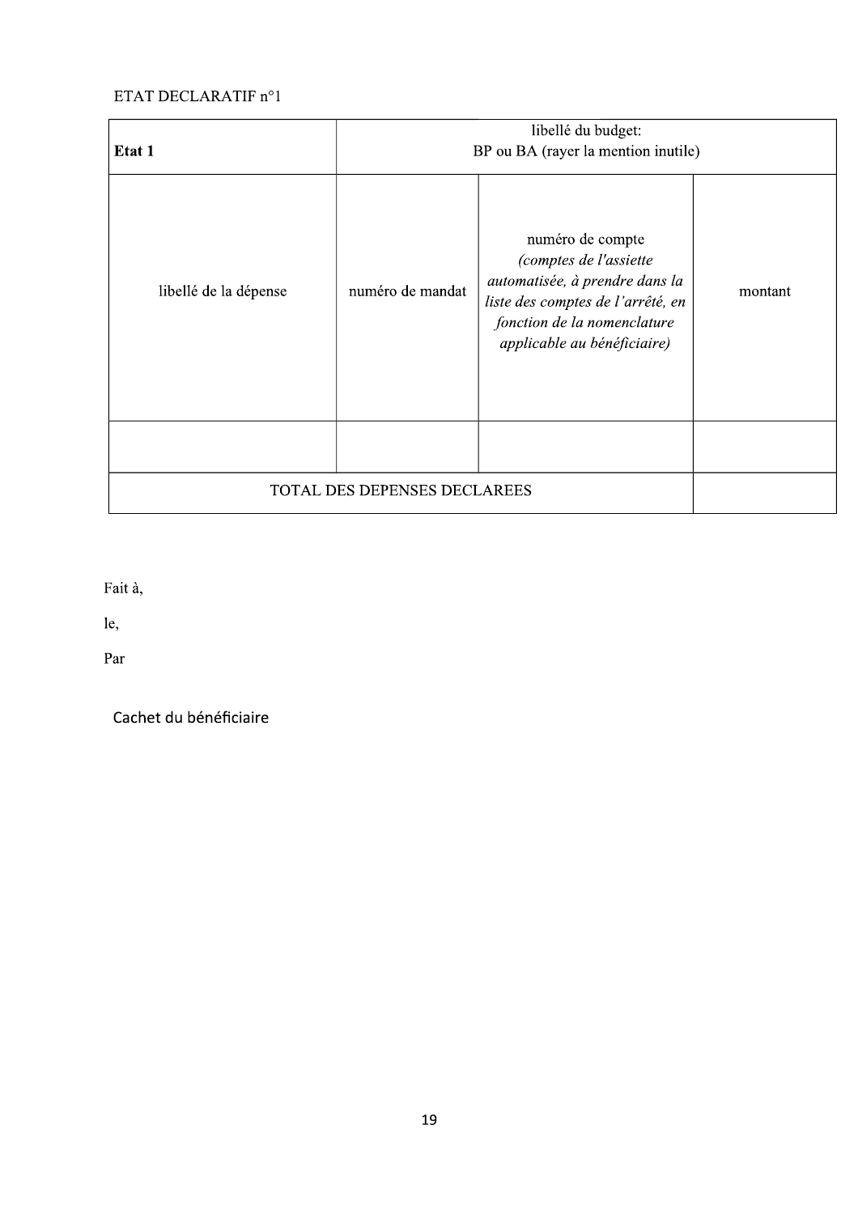ETAT DECLARATIF n°1

| **Etat 1** | libellé du budget: BP ou BA (rayer la mention inutile) | | |
|---|---|---|---|
| libellé de la dépense | numéro de mandat | numéro de compte *(comptes de l'assiette automatisée, à prendre dans la liste des comptes de l'arrêté, en fonction de la nomenclature applicable au bénéficiaire)* | montant |
| | | | |
| TOTAL DES DEPENSES DECLAREES | | | |

Fait à,

le,

Par

Cachet du bénéficiaire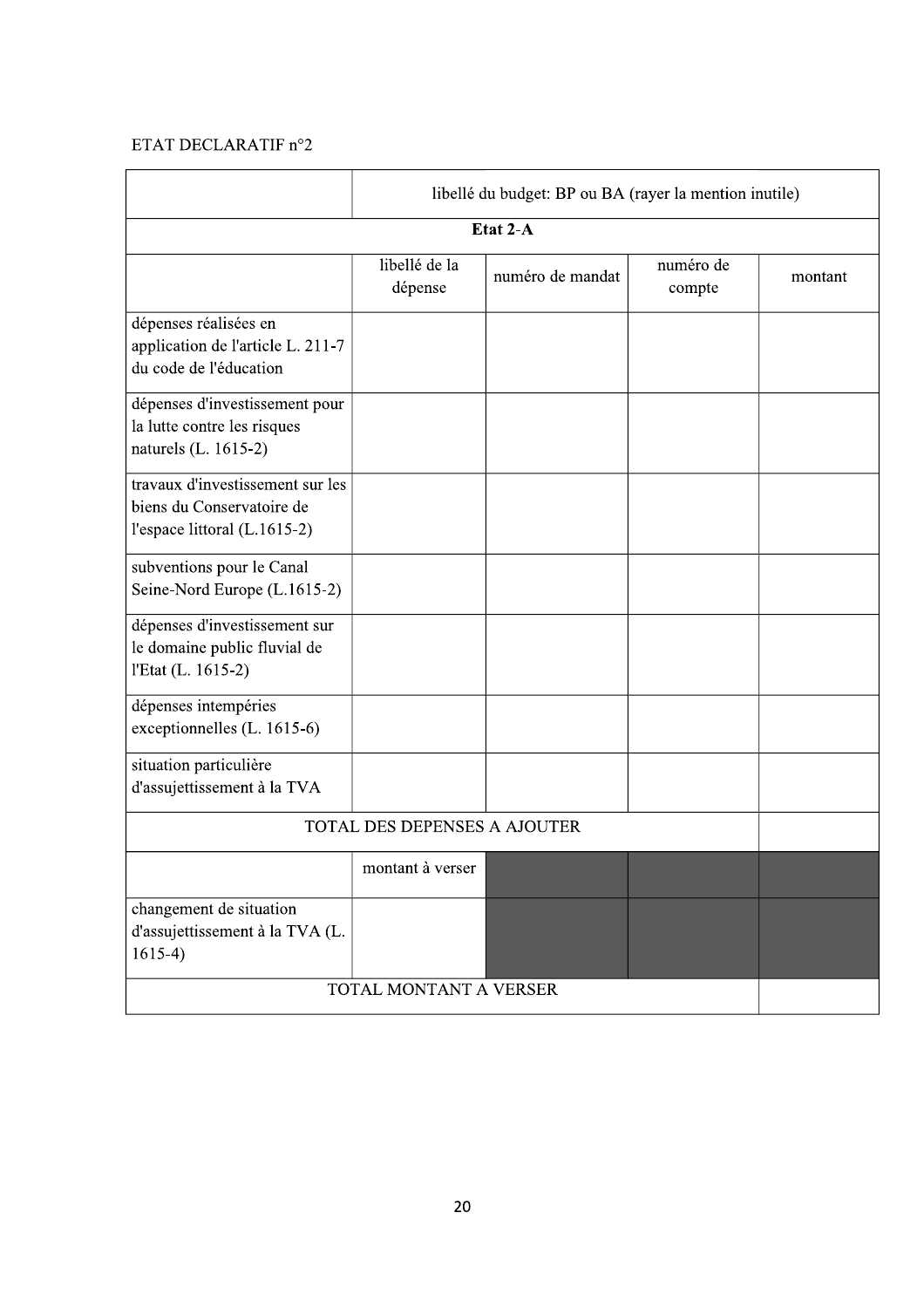ETAT DECLARATIF n°2

| | libellé du budget: BP ou BA (rayer la mention inutile) | | | |
|---|---|---|---|---|
| **Etat 2-A** | | | | |
| | libellé de la dépense | numéro de mandat | numéro de compte | montant |
| dépenses réalisées en application de l'article L. 211-7 du code de l'éducation | | | | |
| dépenses d'investissement pour la lutte contre les risques naturels (L. 1615-2) | | | | |
| travaux d'investissement sur les biens du Conservatoire de l'espace littoral (L.1615-2) | | | | |
| subventions pour le Canal Seine-Nord Europe (L.1615-2) | | | | |
| dépenses d'investissement sur le domaine public fluvial de l'Etat (L. 1615-2) | | | | |
| dépenses intempéries exceptionnelles (L. 1615-6) | | | | |
| situation particulière d'assujettissement à la TVA | | | | |
| TOTAL DES DEPENSES A AJOUTER | | | | |
| | montant à verser | | | |
| changement de situation d'assujettissement à la TVA (L. 1615-4) | | | | |
| TOTAL MONTANT A VERSER | | | | |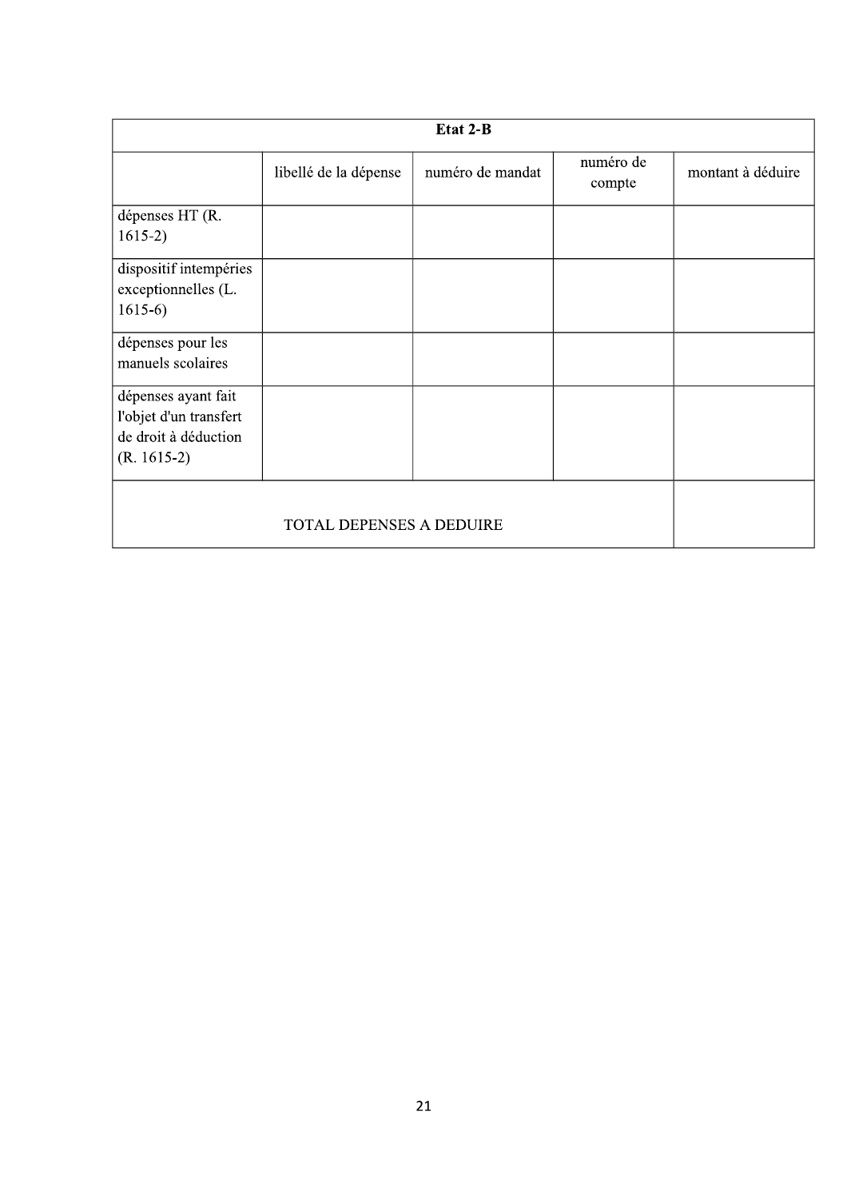| Etat 2-B | | | | |
|---|---|---|---|---|
| | libellé de la dépense | numéro de mandat | numéro de compte | montant à déduire |
| dépenses HT (R. 1615-2) | | | | |
| dispositif intempéries exceptionnelles (L. 1615-6) | | | | |
| dépenses pour les manuels scolaires | | | | |
| dépenses ayant fait l'objet d'un transfert de droit à déduction (R. 1615-2) | | | | |
| TOTAL DEPENSES A DEDUIRE | | | | |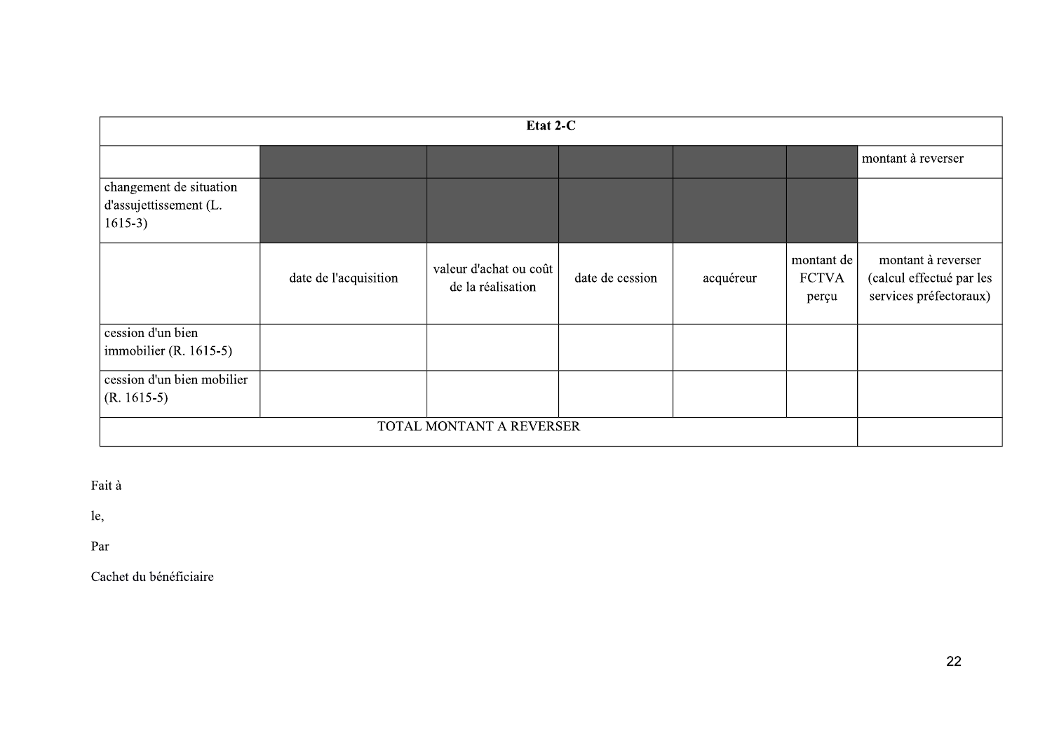| Etat 2-C | | | | | | |
|---|---|---|---|---|---|---|
| | | | | | | montant à reverser |
| changement de situation d'assujettissement (L. 1615-3) | | | | | | |
| | date de l'acquisition | valeur d'achat ou coût de la réalisation | date de cession | acquéreur | montant de FCTVA perçu | montant à reverser (calcul effectué par les services préfectoraux) |
| cession d'un bien immobilier (R. 1615-5) | | | | | | |
| cession d'un bien mobilier (R. 1615-5) | | | | | | |
| TOTAL MONTANT A REVERSER | | | | | | |

Fait à

le,

Par

Cachet du bénéficiaire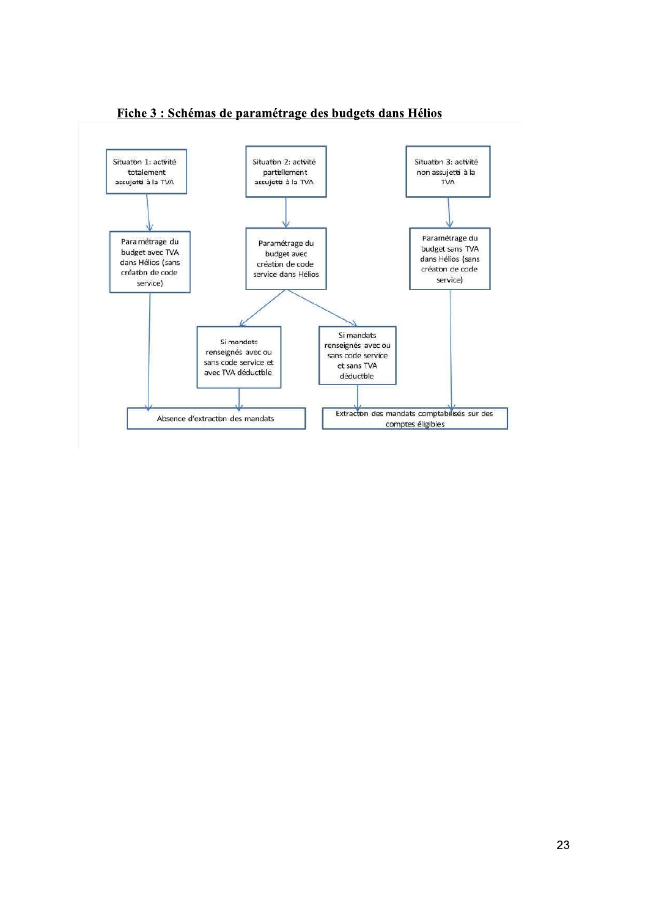## Fiche 3 : Schémas de paramétrage des budgets dans Hélios

Situation 1: activité totalement assujetti à la TVA

Paramétrage du budget avec TVA dans Hélios (sans création de code service)

Situation 2: activité partiellement assujetti à la TVA

Paramétrage du budget avec création de code service dans Hélios

Si mandats renseignés avec ou sans code service et avec TVA déductible

Si mandats renseignés avec ou sans code service et sans TVA déductible

Situation 3: activité non assujetti à la TVA

Paramétrage du budget sans TVA dans Hélios (sans création de code service)

Absence d'extraction des mandats

Extraction des mandats comptabilisés sur des comptes éligibles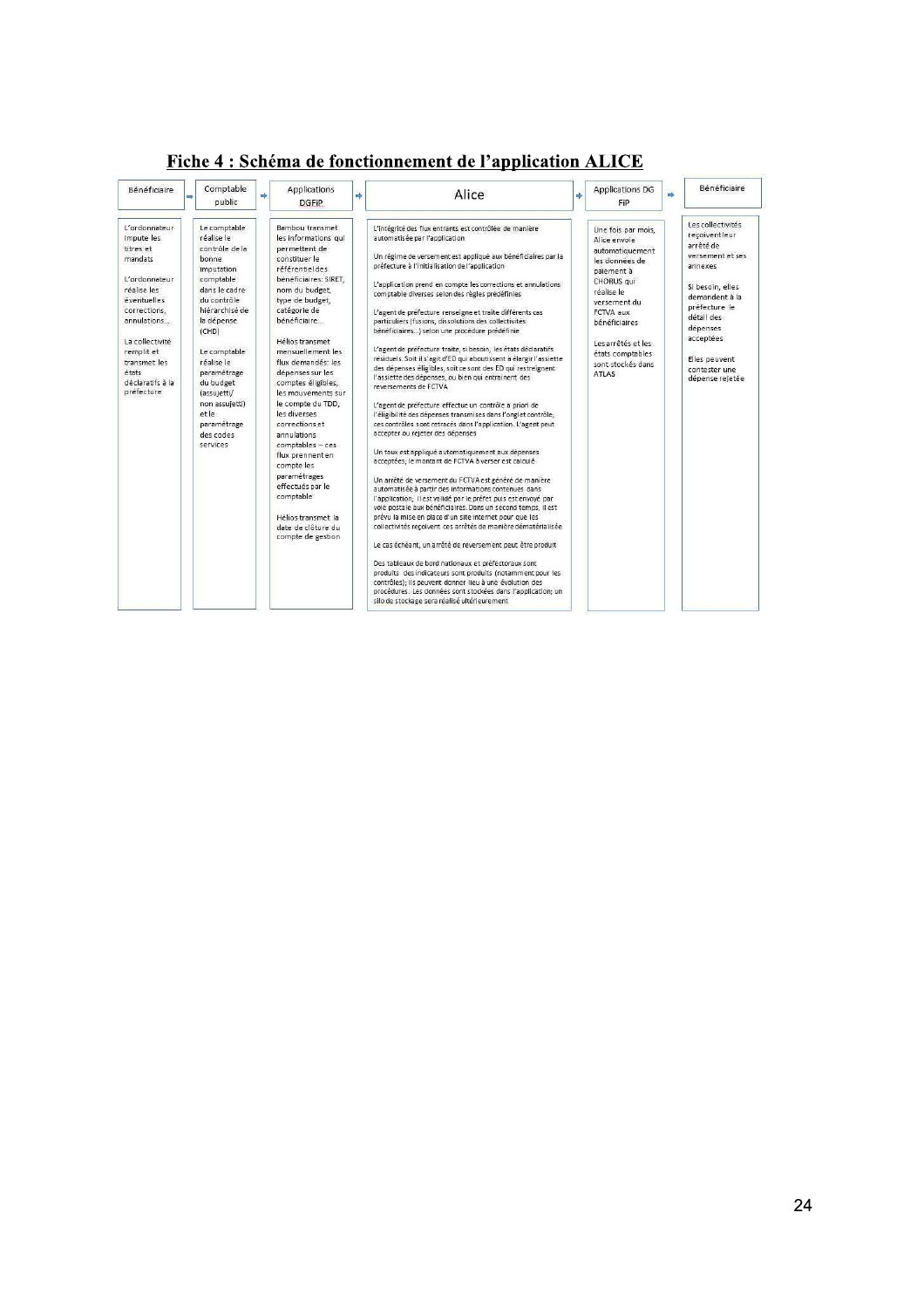# Fiche 4 : Schéma de fonctionnement de l'application ALICE

| Bénéficiaire | Comptable public | Applications DGFiP | Alice | Applications DG FiP | Bénéficiaire |
|---|---|---|---|---|---|
| L'ordonnateur impute les titres et mandats<br><br>L'ordonnateur réalise les éventuelles corrections, annulations…<br><br>La collectivité remplit et transmet les états déclaratifs à la préfecture | Le comptable réalise le contrôle de la bonne imputation comptable dans le cadre du contrôle hiérarchisé de la dépense (CHD)<br><br>Le comptable réalise le paramétrage du budget (assujetti/ non assujetti) et le paramétrage des codes services | Bambou transmet les informations qui permettent de constituer le référentiel des bénéficiaires: SIRET, nom du budget, type de budget, catégorie de bénéficiaire…<br><br>Hélios transmet mensuellement les flux demandés: les dépenses sur les comptes éligibles, les mouvements sur le compte du TDD, les diverses corrections et annulations comptables – ces flux prennent en compte les paramétrages effectués par le comptable<br><br>Hélios transmet la date de clôture du compte de gestion | L'intégrité des flux entrants est contrôlée de manière automatisée par l'application<br><br>Un régime de versement est appliqué aux bénéficiaires par la préfecture à l'initialisation de l'application<br><br>L'application prend en compte les corrections et annulations comptable diverses selon des règles prédéfinies<br><br>L'agent de préfecture renseigne et traite différents cas particuliers (fusions, dissolutions des collectivités bénéficiaires…) selon une procédure prédéfinie<br><br>L'agent de préfecture traite, si besoin, les états déclaratifs résiduels. Soit il s'agit d'ED qui aboutissent à élargir l'assiette des dépenses éligibles, soit ce sont des ED qui restreignent l'assiette des dépenses, ou bien qui entraînent des reversements de FCTVA<br><br>L'agent de préfecture effectue un contrôle a priori de l'éligibilité des dépenses transmises dans l'onglet contrôle; ces contrôles sont retracés dans l'application. L'agent peut accepter ou rejeter des dépenses<br><br>Un taux est appliqué automatiquement aux dépenses acceptées; le montant de FCTVA à verser est calculé<br><br>Un arrêté de versement du FCTVA est généré de manière automatisée à partir des informations contenues dans l'application; il est validé par le préfet puis est envoyé par voie postale aux bénéficiaires. Dans un second temps, il est prévu la mise en place d'un site internet pour que les collectivités reçoivent ces arrêtés de manière dématérialisée<br><br>Le cas échéant, un arrêté de reversement peut être produit<br><br>Des tableaux de bord nationaux et préfectoraux sont produits: des indicateurs sont produits (notamment pour les contrôles); ils peuvent donner lieu à une évolution des procédures. Les données sont stockées dans l'application; un silo de stockage sera réalisé ultérieurement | Une fois par mois, Alice envoie automatiquement les données de paiement à CHORUS qui réalise le versement du FCTVA aux bénéficiaires<br><br>Les arrêtés et les états comptables sont stockés dans ATLAS | Les collectivités reçoivent leur arrêté de versement et ses annexes<br><br>Si besoin, elles demandent à la préfecture le détail des dépenses acceptées<br><br>Elles peuvent contester une dépense rejetée |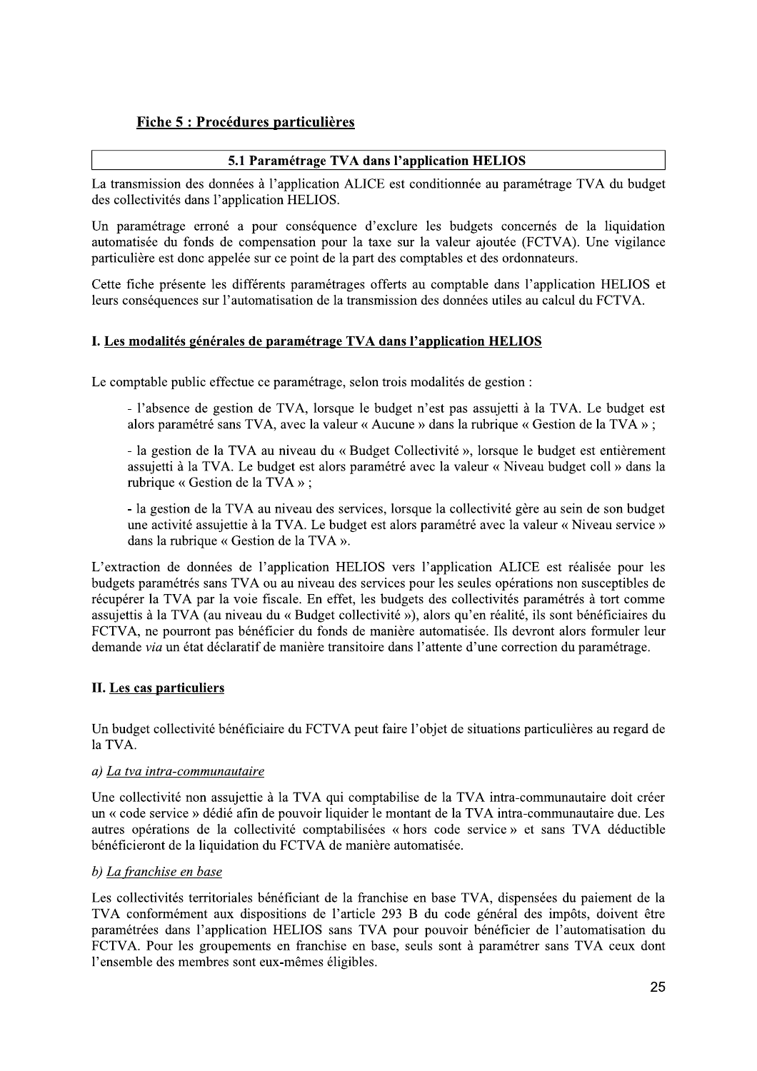## Fiche 5 : Procédures particulières

### 5.1 Paramétrage TVA dans l'application HELIOS

La transmission des données à l'application ALICE est conditionnée au paramétrage TVA du budget des collectivités dans l'application HELIOS.

Un paramétrage erroné a pour conséquence d'exclure les budgets concernés de la liquidation automatisée du fonds de compensation pour la taxe sur la valeur ajoutée (FCTVA). Une vigilance particulière est donc appelée sur ce point de la part des comptables et des ordonnateurs.

Cette fiche présente les différents paramétrages offerts au comptable dans l'application HELIOS et leurs conséquences sur l'automatisation de la transmission des données utiles au calcul du FCTVA.

#### I. Les modalités générales de paramétrage TVA dans l'application HELIOS

Le comptable public effectue ce paramétrage, selon trois modalités de gestion :

- l'absence de gestion de TVA, lorsque le budget n'est pas assujetti à la TVA. Le budget est alors paramétré sans TVA, avec la valeur « Aucune » dans la rubrique « Gestion de la TVA » ;

- la gestion de la TVA au niveau du « Budget Collectivité », lorsque le budget est entièrement assujetti à la TVA. Le budget est alors paramétré avec la valeur « Niveau budget coll » dans la rubrique « Gestion de la TVA » ;

- la gestion de la TVA au niveau des services, lorsque la collectivité gère au sein de son budget une activité assujettie à la TVA. Le budget est alors paramétré avec la valeur « Niveau service » dans la rubrique « Gestion de la TVA ».

L'extraction de données de l'application HELIOS vers l'application ALICE est réalisée pour les budgets paramétrés sans TVA ou au niveau des services pour les seules opérations non susceptibles de récupérer la TVA par la voie fiscale. En effet, les budgets des collectivités paramétrés à tort comme assujettis à la TVA (au niveau du « Budget collectivité »), alors qu'en réalité, ils sont bénéficiaires du FCTVA, ne pourront pas bénéficier du fonds de manière automatisée. Ils devront alors formuler leur demande *via* un état déclaratif de manière transitoire dans l'attente d'une correction du paramétrage.

#### II. Les cas particuliers

Un budget collectivité bénéficiaire du FCTVA peut faire l'objet de situations particulières au regard de la TVA.

*a) La tva intra-communautaire*

Une collectivité non assujettie à la TVA qui comptabilise de la TVA intra-communautaire doit créer un « code service » dédié afin de pouvoir liquider le montant de la TVA intra-communautaire due. Les autres opérations de la collectivité comptabilisées « hors code service » et sans TVA déductible bénéficieront de la liquidation du FCTVA de manière automatisée.

*b) La franchise en base*

Les collectivités territoriales bénéficiant de la franchise en base TVA, dispensées du paiement de la TVA conformément aux dispositions de l'article 293 B du code général des impôts, doivent être paramétrées dans l'application HELIOS sans TVA pour pouvoir bénéficier de l'automatisation du FCTVA. Pour les groupements en franchise en base, seuls sont à paramétrer sans TVA ceux dont l'ensemble des membres sont eux-mêmes éligibles.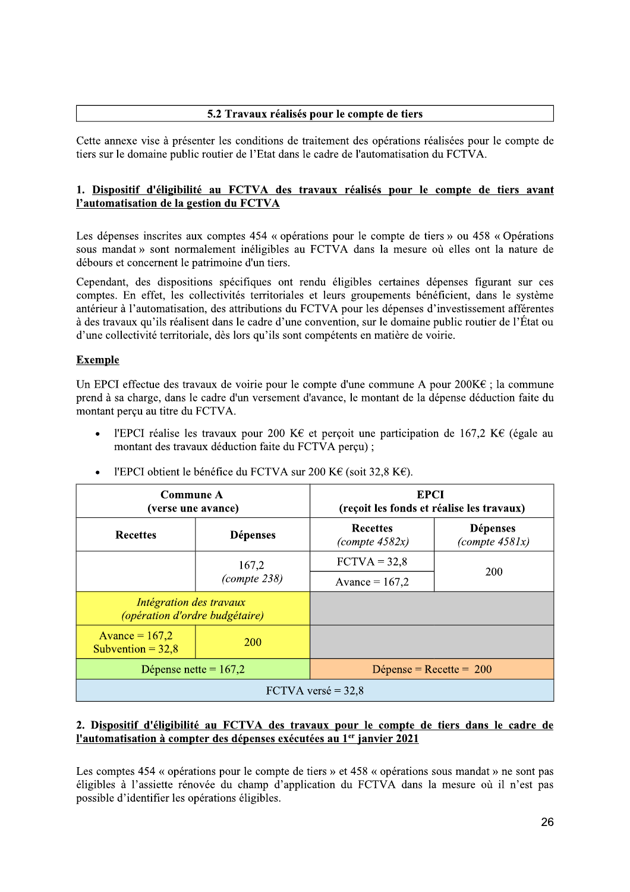## 5.2 Travaux réalisés pour le compte de tiers

Cette annexe vise à présenter les conditions de traitement des opérations réalisées pour le compte de tiers sur le domaine public routier de l'Etat dans le cadre de l'automatisation du FCTVA.

### 1. Dispositif d'éligibilité au FCTVA des travaux réalisés pour le compte de tiers avant l'automatisation de la gestion du FCTVA

Les dépenses inscrites aux comptes 454 « opérations pour le compte de tiers » ou 458 « Opérations sous mandat » sont normalement inéligibles au FCTVA dans la mesure où elles ont la nature de débours et concernent le patrimoine d'un tiers.

Cependant, des dispositions spécifiques ont rendu éligibles certaines dépenses figurant sur ces comptes. En effet, les collectivités territoriales et leurs groupements bénéficient, dans le système antérieur à l'automatisation, des attributions du FCTVA pour les dépenses d'investissement afférentes à des travaux qu'ils réalisent dans le cadre d'une convention, sur le domaine public routier de l'État ou d'une collectivité territoriale, dès lors qu'ils sont compétents en matière de voirie.

**Exemple**

Un EPCI effectue des travaux de voirie pour le compte d'une commune A pour 200K€ ; la commune prend à sa charge, dans le cadre d'un versement d'avance, le montant de la dépense déduction faite du montant perçu au titre du FCTVA.

- l'EPCI réalise les travaux pour 200 K€ et perçoit une participation de 167,2 K€ (égale au montant des travaux déduction faite du FCTVA perçu) ;
- l'EPCI obtient le bénéfice du FCTVA sur 200 K€ (soit 32,8 K€).

| Commune A (verse une avance) | | EPCI (reçoit les fonds et réalise les travaux) | |
|---|---|---|---|
| Recettes | Dépenses | Recettes *(compte 4582x)* | Dépenses *(compte 4581x)* |
| | 167,2 *(compte 238)* | FCTVA = 32,8<br>Avance = 167,2 | 200 |
| *Intégration des travaux (opération d'ordre budgétaire)* | | | |
| Avance = 167,2<br>Subvention = 32,8 | 200 | | |
| Dépense nette = 167,2 | | Dépense = Recette = 200 | |
| FCTVA versé = 32,8 | | | |

### 2. Dispositif d'éligibilité au FCTVA des travaux pour le compte de tiers dans le cadre de l'automatisation à compter des dépenses exécutées au 1er janvier 2021

Les comptes 454 « opérations pour le compte de tiers » et 458 « opérations sous mandat » ne sont pas éligibles à l'assiette rénovée du champ d'application du FCTVA dans la mesure où il n'est pas possible d'identifier les opérations éligibles.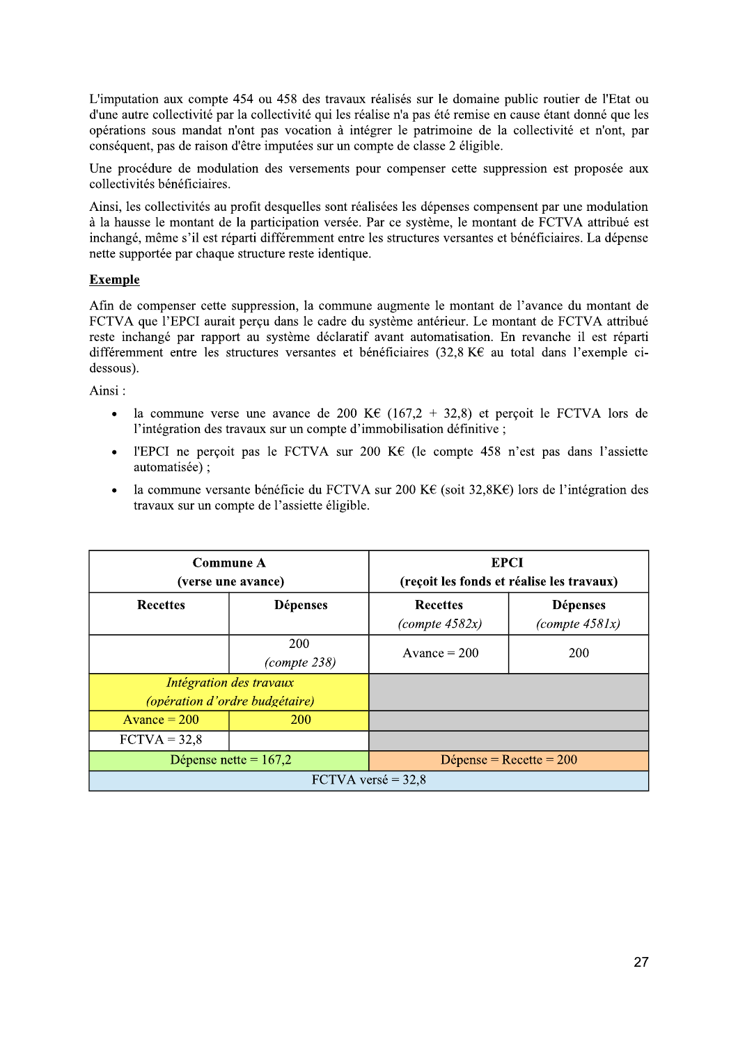L'imputation aux compte 454 ou 458 des travaux réalisés sur le domaine public routier de l'Etat ou d'une autre collectivité par la collectivité qui les réalise n'a pas été remise en cause étant donné que les opérations sous mandat n'ont pas vocation à intégrer le patrimoine de la collectivité et n'ont, par conséquent, pas de raison d'être imputées sur un compte de classe 2 éligible.

Une procédure de modulation des versements pour compenser cette suppression est proposée aux collectivités bénéficiaires.

Ainsi, les collectivités au profit desquelles sont réalisées les dépenses compensent par une modulation à la hausse le montant de la participation versée. Par ce système, le montant de FCTVA attribué est inchangé, même s'il est réparti différemment entre les structures versantes et bénéficiaires. La dépense nette supportée par chaque structure reste identique.

**Exemple**

Afin de compenser cette suppression, la commune augmente le montant de l'avance du montant de FCTVA que l'EPCI aurait perçu dans le cadre du système antérieur. Le montant de FCTVA attribué reste inchangé par rapport au système déclaratif avant automatisation. En revanche il est réparti différemment entre les structures versantes et bénéficiaires (32,8 K€ au total dans l'exemple ci-dessous).

Ainsi :

- la commune verse une avance de 200 K€ (167,2 + 32,8) et perçoit le FCTVA lors de l'intégration des travaux sur un compte d'immobilisation définitive ;
- l'EPCI ne perçoit pas le FCTVA sur 200 K€ (le compte 458 n'est pas dans l'assiette automatisée) ;
- la commune versante bénéficie du FCTVA sur 200 K€ (soit 32,8K€) lors de l'intégration des travaux sur un compte de l'assiette éligible.

| **Commune A (verse une avance)** | | **EPCI (reçoit les fonds et réalise les travaux)** | |
|---|---|---|---|
| **Recettes** | **Dépenses** | **Recettes** *(compte 4582x)* | **Dépenses** *(compte 4581x)* |
| | 200 *(compte 238)* | Avance = 200 | 200 |
| *Intégration des travaux (opération d'ordre budgétaire)* | | | |
| Avance = 200 | 200 | | |
| FCTVA = 32,8 | | | |
| Dépense nette = 167,2 | | Dépense = Recette = 200 | |
| FCTVA versé = 32,8 | | | |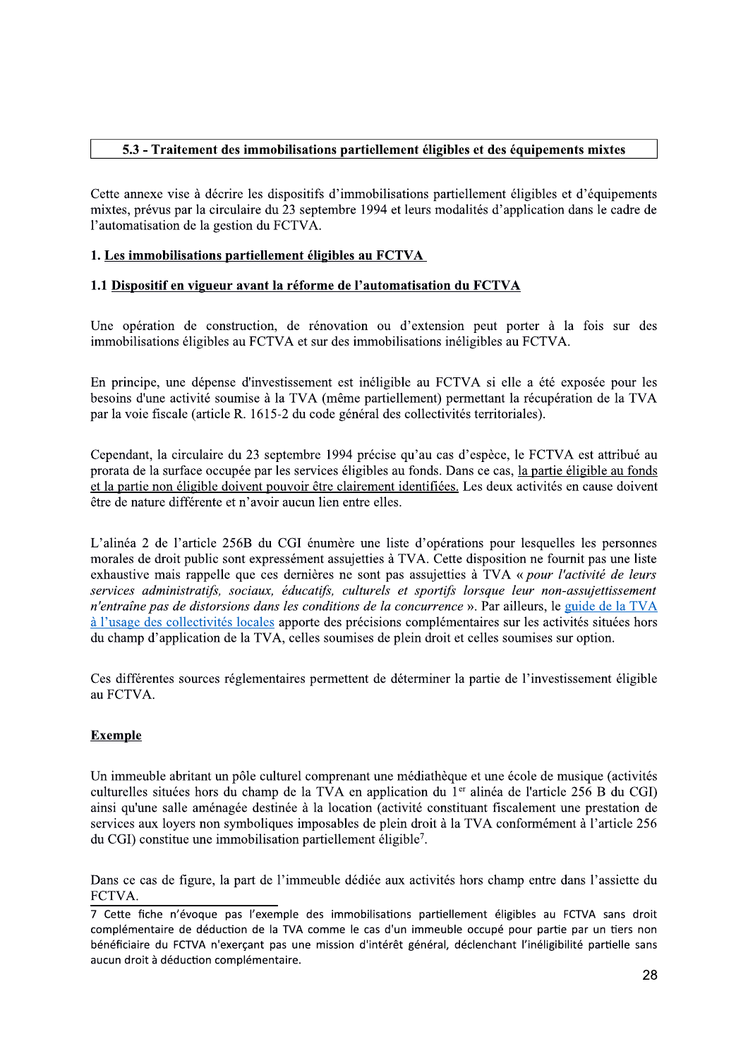## 5.3 - Traitement des immobilisations partiellement éligibles et des équipements mixtes

Cette annexe vise à décrire les dispositifs d'immobilisations partiellement éligibles et d'équipements mixtes, prévus par la circulaire du 23 septembre 1994 et leurs modalités d'application dans le cadre de l'automatisation de la gestion du FCTVA.

### 1. Les immobilisations partiellement éligibles au FCTVA

#### 1.1 Dispositif en vigueur avant la réforme de l'automatisation du FCTVA

Une opération de construction, de rénovation ou d'extension peut porter à la fois sur des immobilisations éligibles au FCTVA et sur des immobilisations inéligibles au FCTVA.

En principe, une dépense d'investissement est inéligible au FCTVA si elle a été exposée pour les besoins d'une activité soumise à la TVA (même partiellement) permettant la récupération de la TVA par la voie fiscale (article R. 1615-2 du code général des collectivités territoriales).

Cependant, la circulaire du 23 septembre 1994 précise qu'au cas d'espèce, le FCTVA est attribué au prorata de la surface occupée par les services éligibles au fonds. Dans ce cas, la partie éligible au fonds et la partie non éligible doivent pouvoir être clairement identifiées. Les deux activités en cause doivent être de nature différente et n'avoir aucun lien entre elles.

L'alinéa 2 de l'article 256B du CGI énumère une liste d'opérations pour lesquelles les personnes morales de droit public sont expressément assujetties à TVA. Cette disposition ne fournit pas une liste exhaustive mais rappelle que ces dernières ne sont pas assujetties à TVA « *pour l'activité de leurs services administratifs, sociaux, éducatifs, culturels et sportifs lorsque leur non-assujettissement n'entraîne pas de distorsions dans les conditions de la concurrence* ». Par ailleurs, le guide de la TVA à l'usage des collectivités locales apporte des précisions complémentaires sur les activités situées hors du champ d'application de la TVA, celles soumises de plein droit et celles soumises sur option.

Ces différentes sources réglementaires permettent de déterminer la partie de l'investissement éligible au FCTVA.

**Exemple**

Un immeuble abritant un pôle culturel comprenant une médiathèque et une école de musique (activités culturelles situées hors du champ de la TVA en application du 1er alinéa de l'article 256 B du CGI) ainsi qu'une salle aménagée destinée à la location (activité constituant fiscalement une prestation de services aux loyers non symboliques imposables de plein droit à la TVA conformément à l'article 256 du CGI) constitue une immobilisation partiellement éligible[7].

Dans ce cas de figure, la part de l'immeuble dédiée aux activités hors champ entre dans l'assiette du FCTVA.

7 Cette fiche n'évoque pas l'exemple des immobilisations partiellement éligibles au FCTVA sans droit complémentaire de déduction de la TVA comme le cas d'un immeuble occupé pour partie par un tiers non bénéficiaire du FCTVA n'exerçant pas une mission d'intérêt général, déclenchant l'inéligibilité partielle sans aucun droit à déduction complémentaire.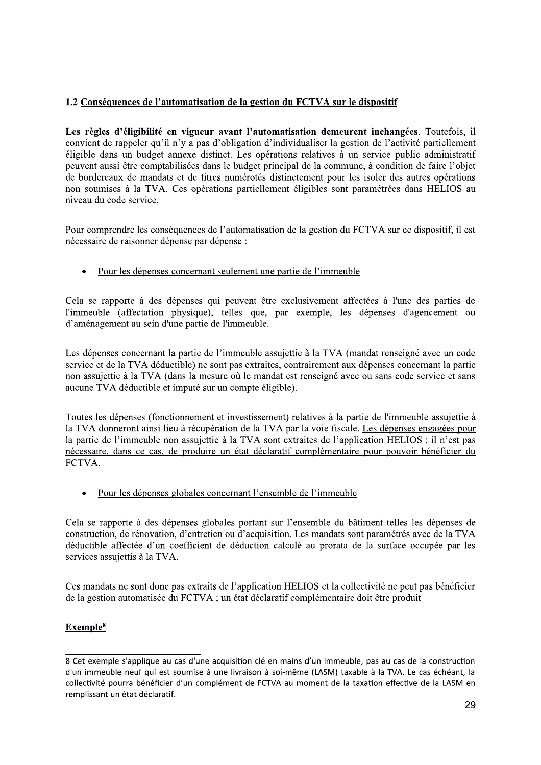### 1.2 Conséquences de l'automatisation de la gestion du FCTVA sur le dispositif

**Les règles d'éligibilité en vigueur avant l'automatisation demeurent inchangées**. Toutefois, il convient de rappeler qu'il n'y a pas d'obligation d'individualiser la gestion de l'activité partiellement éligible dans un budget annexe distinct. Les opérations relatives à un service public administratif peuvent aussi être comptabilisées dans le budget principal de la commune, à condition de faire l'objet de bordereaux de mandats et de titres numérotés distinctement pour les isoler des autres opérations non soumises à la TVA. Ces opérations partiellement éligibles sont paramétrées dans HELIOS au niveau du code service.

Pour comprendre les conséquences de l'automatisation de la gestion du FCTVA sur ce dispositif, il est nécessaire de raisonner dépense par dépense :

- Pour les dépenses concernant seulement une partie de l'immeuble

Cela se rapporte à des dépenses qui peuvent être exclusivement affectées à l'une des parties de l'immeuble (affectation physique), telles que, par exemple, les dépenses d'agencement ou d'aménagement au sein d'une partie de l'immeuble.

Les dépenses concernant la partie de l'immeuble assujettie à la TVA (mandat renseigné avec un code service et de la TVA déductible) ne sont pas extraites, contrairement aux dépenses concernant la partie non assujettie à la TVA (dans la mesure où le mandat est renseigné avec ou sans code service et sans aucune TVA déductible et imputé sur un compte éligible).

Toutes les dépenses (fonctionnement et investissement) relatives à la partie de l'immeuble assujettie à la TVA donneront ainsi lieu à récupération de la TVA par la voie fiscale. Les dépenses engagées pour la partie de l'immeuble non assujettie à la TVA sont extraites de l'application HELIOS ; il n'est pas nécessaire, dans ce cas, de produire un état déclaratif complémentaire pour pouvoir bénéficier du FCTVA.

- Pour les dépenses globales concernant l'ensemble de l'immeuble

Cela se rapporte à des dépenses globales portant sur l'ensemble du bâtiment telles les dépenses de construction, de rénovation, d'entretien ou d'acquisition. Les mandats sont paramétrés avec de la TVA déductible affectée d'un coefficient de déduction calculé au prorata de la surface occupée par les services assujettis à la TVA.

Ces mandats ne sont donc pas extraits de l'application HELIOS et la collectivité ne peut pas bénéficier de la gestion automatisée du FCTVA ; un état déclaratif complémentaire doit être produit

**Exemple**[8]

[8] Cet exemple s'applique au cas d'une acquisition clé en mains d'un immeuble, pas au cas de la construction d'un immeuble neuf qui est soumise à une livraison à soi-même (LASM) taxable à la TVA. Le cas échéant, la collectivité pourra bénéficier d'un complément de FCTVA au moment de la taxation effective de la LASM en remplissant un état déclaratif.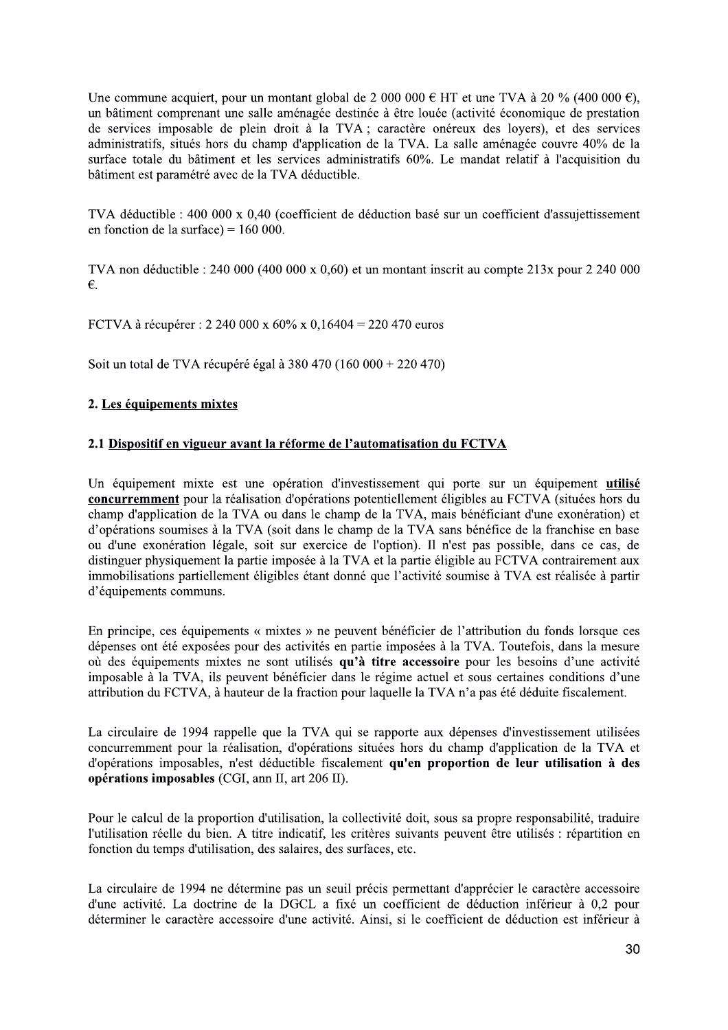Une commune acquiert, pour un montant global de 2 000 000 € HT et une TVA à 20 % (400 000 €), un bâtiment comprenant une salle aménagée destinée à être louée (activité économique de prestation de services imposable de plein droit à la TVA ; caractère onéreux des loyers), et des services administratifs, situés hors du champ d'application de la TVA. La salle aménagée couvre 40% de la surface totale du bâtiment et les services administratifs 60%. Le mandat relatif à l'acquisition du bâtiment est paramétré avec de la TVA déductible.

TVA déductible : 400 000 x 0,40 (coefficient de déduction basé sur un coefficient d'assujettissement en fonction de la surface) = 160 000.

TVA non déductible : 240 000 (400 000 x 0,60) et un montant inscrit au compte 213x pour 2 240 000 €.

FCTVA à récupérer : 2 240 000 x 60% x 0,16404 = 220 470 euros

Soit un total de TVA récupéré égal à 380 470 (160 000 + 220 470)

## 2. Les équipements mixtes

### 2.1 Dispositif en vigueur avant la réforme de l'automatisation du FCTVA

Un équipement mixte est une opération d'investissement qui porte sur un équipement **utilisé concurremment** pour la réalisation d'opérations potentiellement éligibles au FCTVA (situées hors du champ d'application de la TVA ou dans le champ de la TVA, mais bénéficiant d'une exonération) et d'opérations soumises à la TVA (soit dans le champ de la TVA sans bénéfice de la franchise en base ou d'une exonération légale, soit sur exercice de l'option). Il n'est pas possible, dans ce cas, de distinguer physiquement la partie imposée à la TVA et la partie éligible au FCTVA contrairement aux immobilisations partiellement éligibles étant donné que l'activité soumise à TVA est réalisée à partir d'équipements communs.

En principe, ces équipements « mixtes » ne peuvent bénéficier de l'attribution du fonds lorsque ces dépenses ont été exposées pour des activités en partie imposées à la TVA. Toutefois, dans la mesure où des équipements mixtes ne sont utilisés **qu'à titre accessoire** pour les besoins d'une activité imposable à la TVA, ils peuvent bénéficier dans le régime actuel et sous certaines conditions d'une attribution du FCTVA, à hauteur de la fraction pour laquelle la TVA n'a pas été déduite fiscalement.

La circulaire de 1994 rappelle que la TVA qui se rapporte aux dépenses d'investissement utilisées concurremment pour la réalisation, d'opérations situées hors du champ d'application de la TVA et d'opérations imposables, n'est déductible fiscalement **qu'en proportion de leur utilisation à des opérations imposables** (CGI, ann II, art 206 II).

Pour le calcul de la proportion d'utilisation, la collectivité doit, sous sa propre responsabilité, traduire l'utilisation réelle du bien. A titre indicatif, les critères suivants peuvent être utilisés : répartition en fonction du temps d'utilisation, des salaires, des surfaces, etc.

La circulaire de 1994 ne détermine pas un seuil précis permettant d'apprécier le caractère accessoire d'une activité. La doctrine de la DGCL a fixé un coefficient de déduction inférieur à 0,2 pour déterminer le caractère accessoire d'une activité. Ainsi, si le coefficient de déduction est inférieur à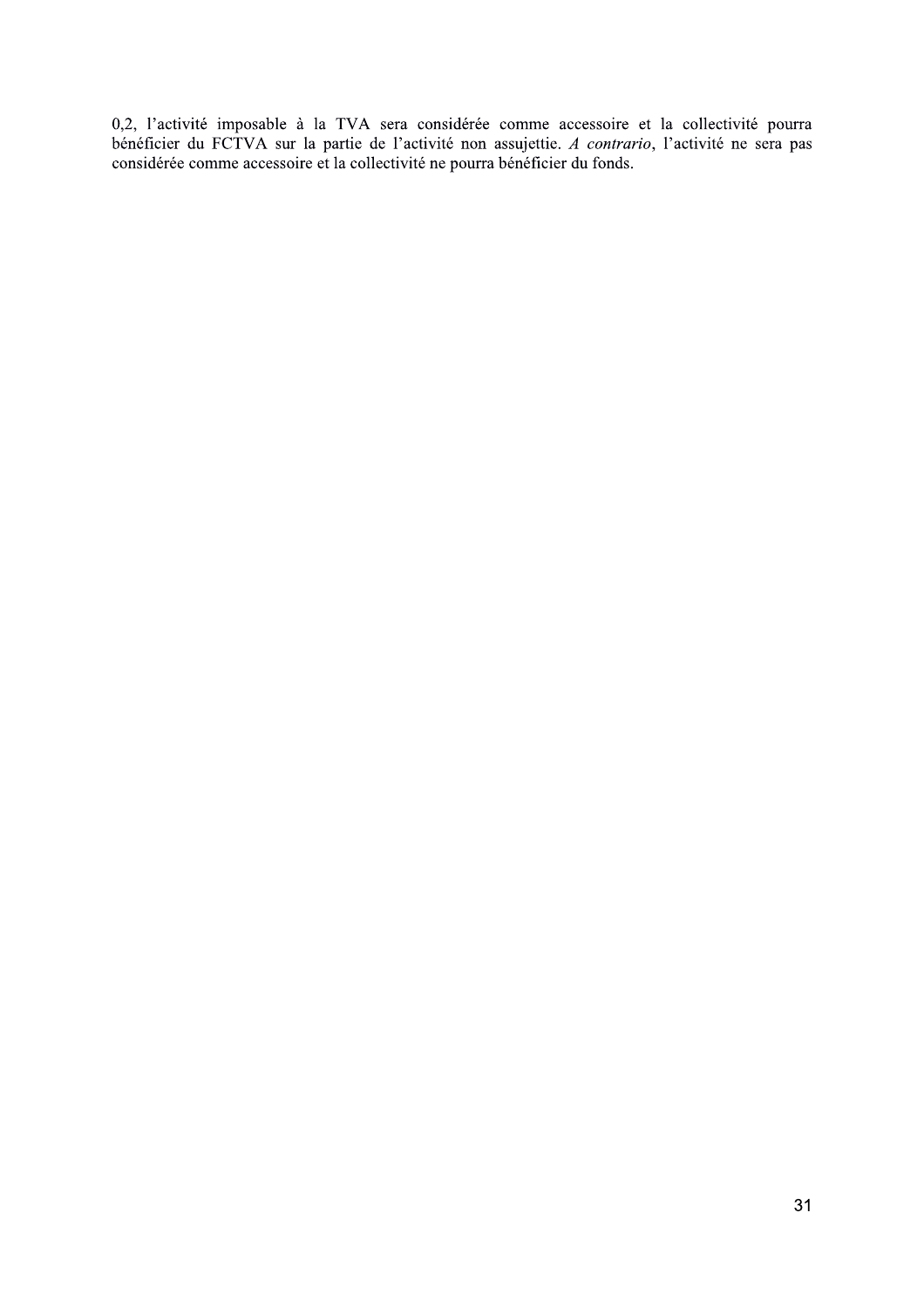0,2, l’activité imposable à la TVA sera considérée comme accessoire et la collectivité pourra bénéficier du FCTVA sur la partie de l’activité non assujettie. *A contrario*, l’activité ne sera pas considérée comme accessoire et la collectivité ne pourra bénéficier du fonds.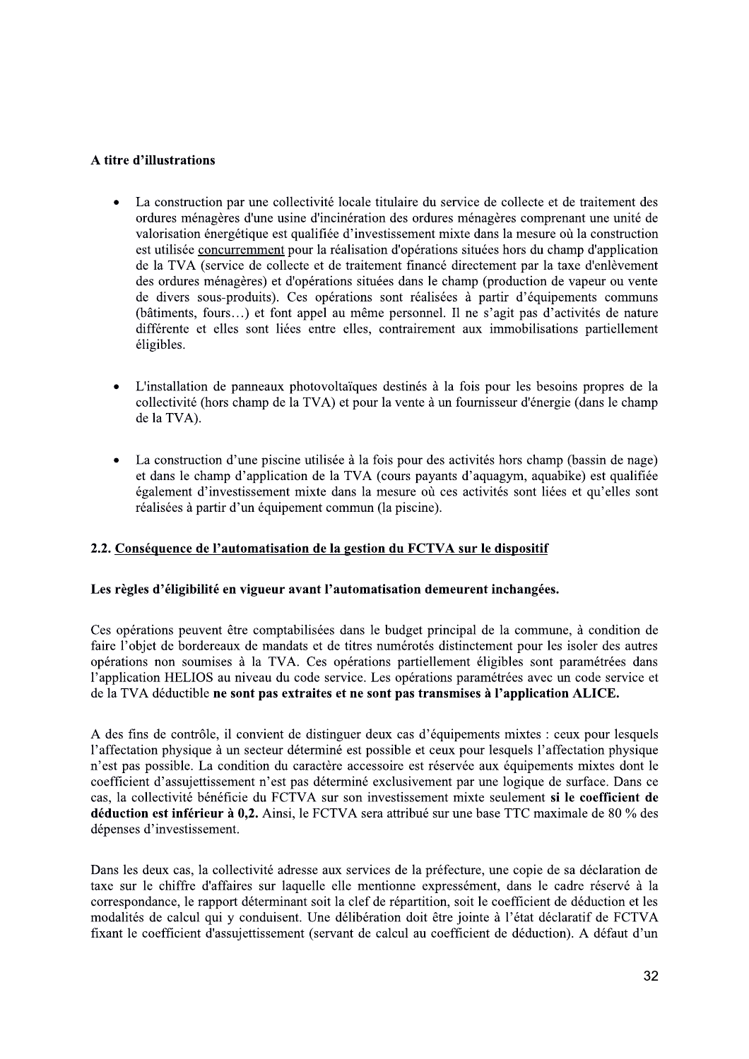**A titre d'illustrations**

- La construction par une collectivité locale titulaire du service de collecte et de traitement des ordures ménagères d'une usine d'incinération des ordures ménagères comprenant une unité de valorisation énergétique est qualifiée d'investissement mixte dans la mesure où la construction est utilisée <u>concurremment</u> pour la réalisation d'opérations situées hors du champ d'application de la TVA (service de collecte et de traitement financé directement par la taxe d'enlèvement des ordures ménagères) et d'opérations situées dans le champ (production de vapeur ou vente de divers sous-produits). Ces opérations sont réalisées à partir d'équipements communs (bâtiments, fours…) et font appel au même personnel. Il ne s'agit pas d'activités de nature différente et elles sont liées entre elles, contrairement aux immobilisations partiellement éligibles.

- L'installation de panneaux photovoltaïques destinés à la fois pour les besoins propres de la collectivité (hors champ de la TVA) et pour la vente à un fournisseur d'énergie (dans le champ de la TVA).

- La construction d'une piscine utilisée à la fois pour des activités hors champ (bassin de nage) et dans le champ d'application de la TVA (cours payants d'aquagym, aquabike) est qualifiée également d'investissement mixte dans la mesure où ces activités sont liées et qu'elles sont réalisées à partir d'un équipement commun (la piscine).

### 2.2. <u>Conséquence de l'automatisation de la gestion du FCTVA sur le dispositif</u>

**Les règles d'éligibilité en vigueur avant l'automatisation demeurent inchangées.**

Ces opérations peuvent être comptabilisées dans le budget principal de la commune, à condition de faire l'objet de bordereaux de mandats et de titres numérotés distinctement pour les isoler des autres opérations non soumises à la TVA. Ces opérations partiellement éligibles sont paramétrées dans l'application HELIOS au niveau du code service. Les opérations paramétrées avec un code service et de la TVA déductible **ne sont pas extraites et ne sont pas transmises à l'application ALICE.**

A des fins de contrôle, il convient de distinguer deux cas d'équipements mixtes : ceux pour lesquels l'affectation physique à un secteur déterminé est possible et ceux pour lesquels l'affectation physique n'est pas possible. La condition du caractère accessoire est réservée aux équipements mixtes dont le coefficient d'assujettissement n'est pas déterminé exclusivement par une logique de surface. Dans ce cas, la collectivité bénéficie du FCTVA sur son investissement mixte seulement **si le coefficient de déduction est inférieur à 0,2.** Ainsi, le FCTVA sera attribué sur une base TTC maximale de 80 % des dépenses d'investissement.

Dans les deux cas, la collectivité adresse aux services de la préfecture, une copie de sa déclaration de taxe sur le chiffre d'affaires sur laquelle elle mentionne expressément, dans le cadre réservé à la correspondance, le rapport déterminant soit la clef de répartition, soit le coefficient de déduction et les modalités de calcul qui y conduisent. Une délibération doit être jointe à l'état déclaratif de FCTVA fixant le coefficient d'assujettissement (servant de calcul au coefficient de déduction). A défaut d'un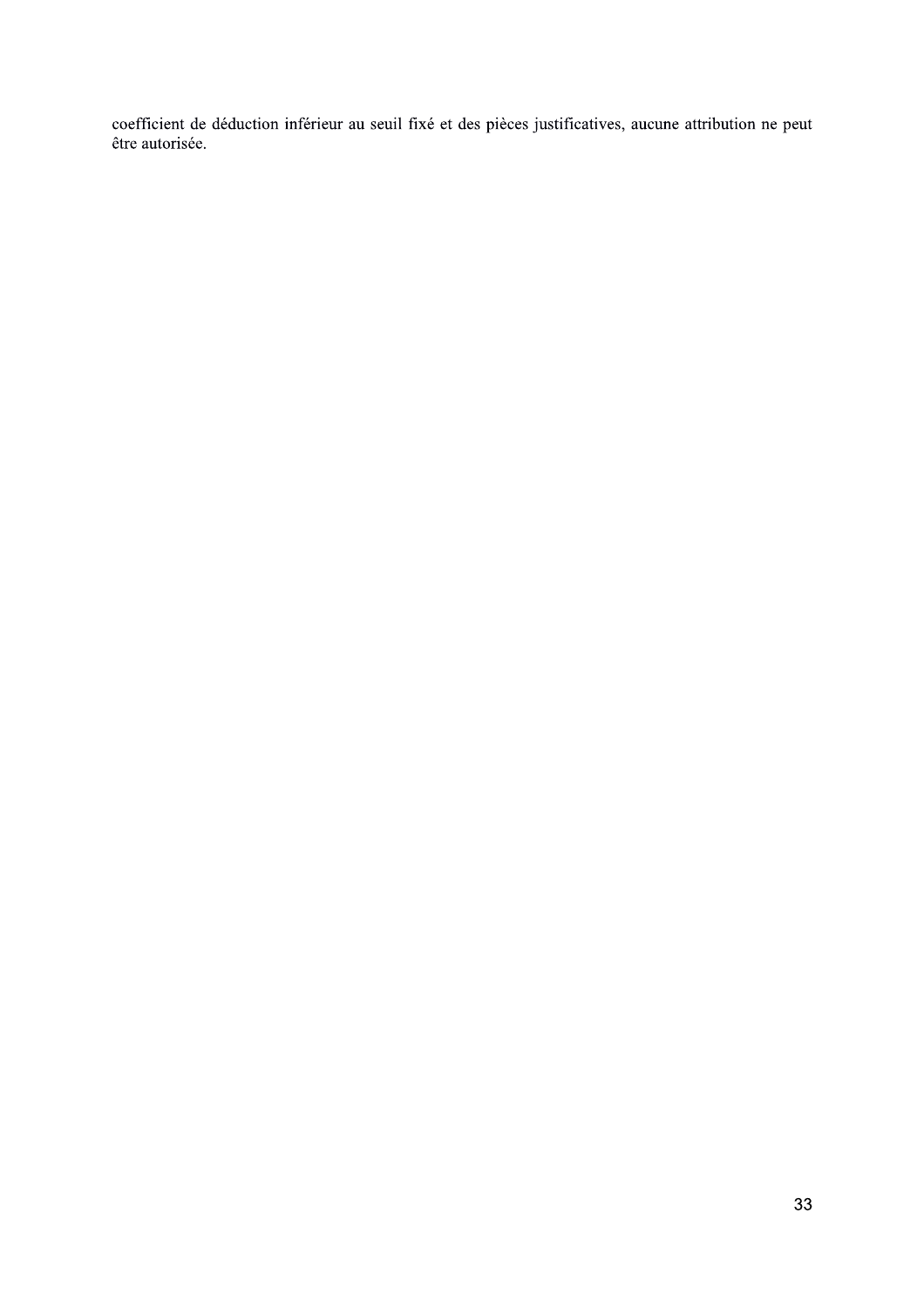coefficient de déduction inférieur au seuil fixé et des pièces justificatives, aucune attribution ne peut être autorisée.